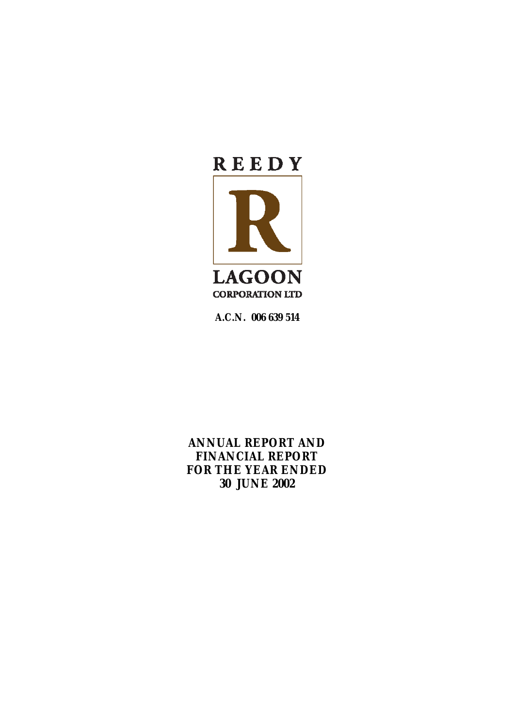REEDY

R

LAGOON

CORPORATION LTD

**A.C.N. 006 639 514**

**ANNUAL REPORT AND FINANCIAL REPORT FOR THE YEAR ENDED 30 JUNE 2002**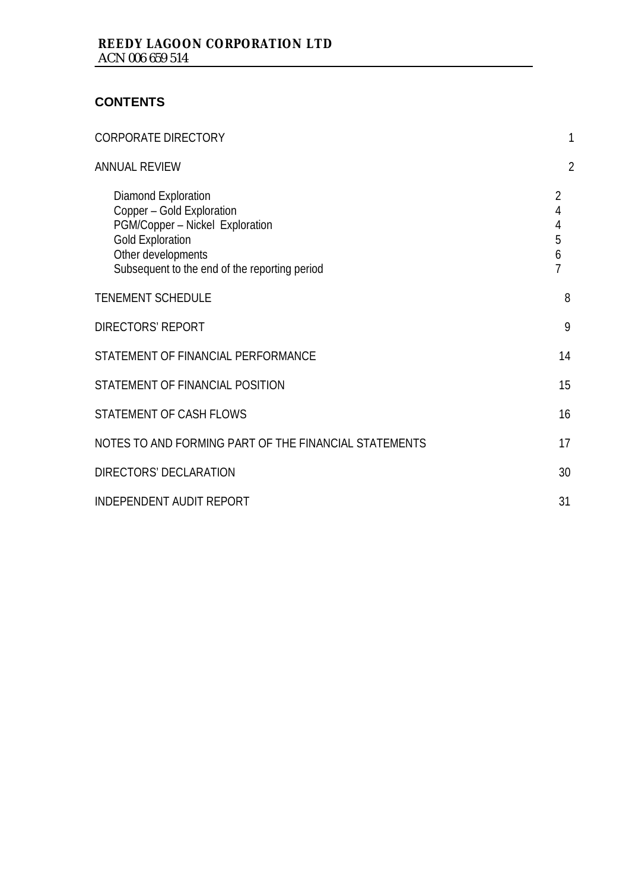## CONTENTS

| | |
|---|---|
| CORPORATE DIRECTORY | 1 |
| ANNUAL REVIEW | 2 |
| Diamond Exploration | 2 |
| Copper – Gold Exploration | 4 |
| PGM/Copper – Nickel Exploration | 4 |
| Gold Exploration | 5 |
| Other developments | 6 |
| Subsequent to the end of the reporting period | 7 |
| TENEMENT SCHEDULE | 8 |
| DIRECTORS' REPORT | 9 |
| STATEMENT OF FINANCIAL PERFORMANCE | 14 |
| STATEMENT OF FINANCIAL POSITION | 15 |
| STATEMENT OF CASH FLOWS | 16 |
| NOTES TO AND FORMING PART OF THE FINANCIAL STATEMENTS | 17 |
| DIRECTORS' DECLARATION | 30 |
| INDEPENDENT AUDIT REPORT | 31 |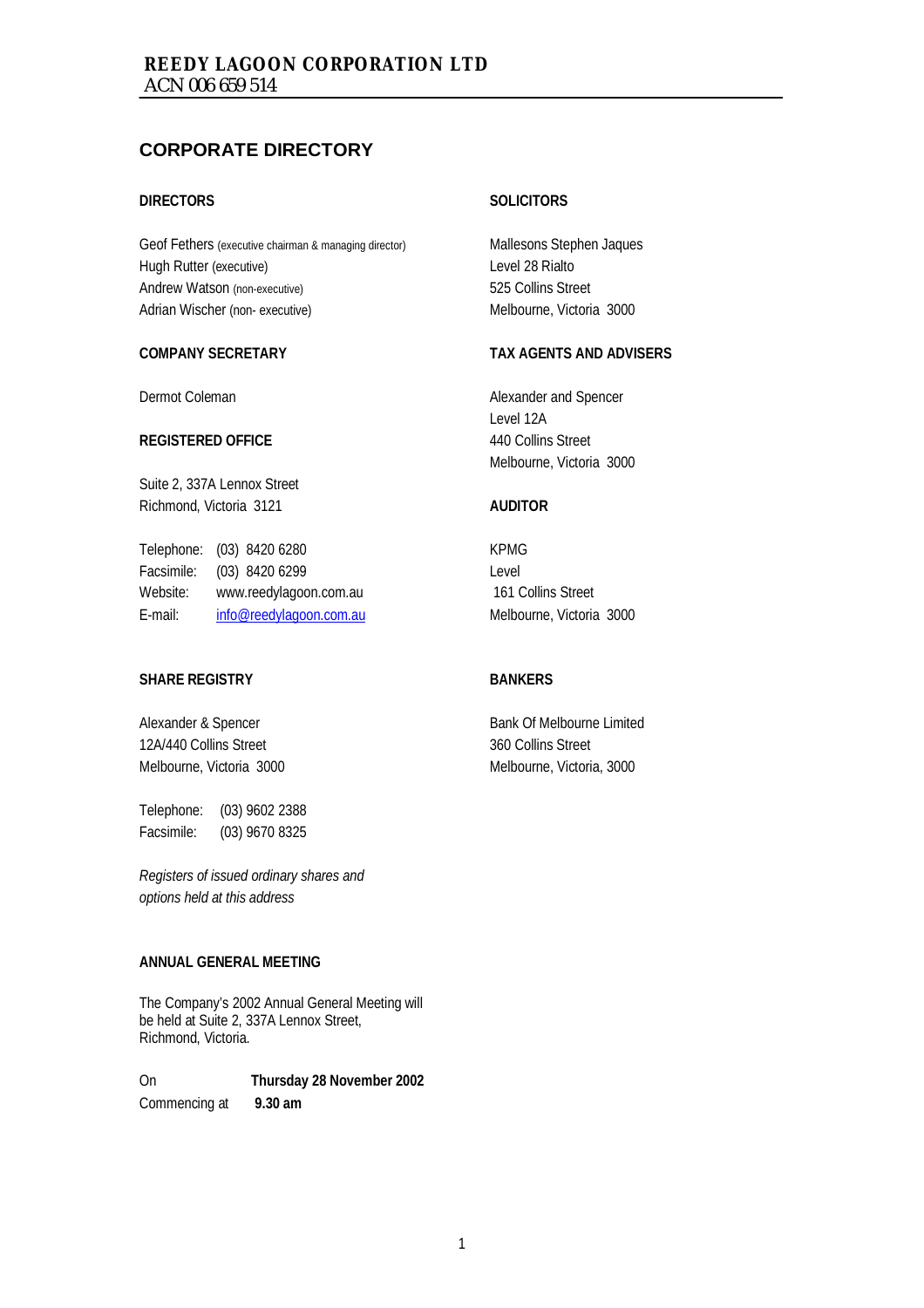# CORPORATE DIRECTORY

**DIRECTORS**

Geof Fethers (executive chairman & managing director)
Hugh Rutter (executive)
Andrew Watson (non-executive)
Adrian Wischer (non- executive)

**COMPANY SECRETARY**

Dermot Coleman

**REGISTERED OFFICE**

Suite 2, 337A Lennox Street
Richmond, Victoria 3121

| | |
|---|---|
| Telephone: | (03) 8420 6280 |
| Facsimile: | (03) 8420 6299 |
| Website: | www.reedylagoon.com.au |
| E-mail: | info@reedylagoon.com.au |

**SHARE REGISTRY**

Alexander & Spencer
12A/440 Collins Street
Melbourne, Victoria 3000

| | |
|---|---|
| Telephone: | (03) 9602 2388 |
| Facsimile: | (03) 9670 8325 |

*Registers of issued ordinary shares and options held at this address*

**ANNUAL GENERAL MEETING**

The Company's 2002 Annual General Meeting will be held at Suite 2, 337A Lennox Street, Richmond, Victoria.

| | |
|---|---|
| On | **Thursday 28 November 2002** |
| Commencing at | **9.30 am** |

**SOLICITORS**

Mallesons Stephen Jaques
Level 28 Rialto
525 Collins Street
Melbourne, Victoria 3000

**TAX AGENTS AND ADVISERS**

Alexander and Spencer
Level 12A
440 Collins Street
Melbourne, Victoria 3000

**AUDITOR**

KPMG
Level
161 Collins Street
Melbourne, Victoria 3000

**BANKERS**

Bank Of Melbourne Limited
360 Collins Street
Melbourne, Victoria, 3000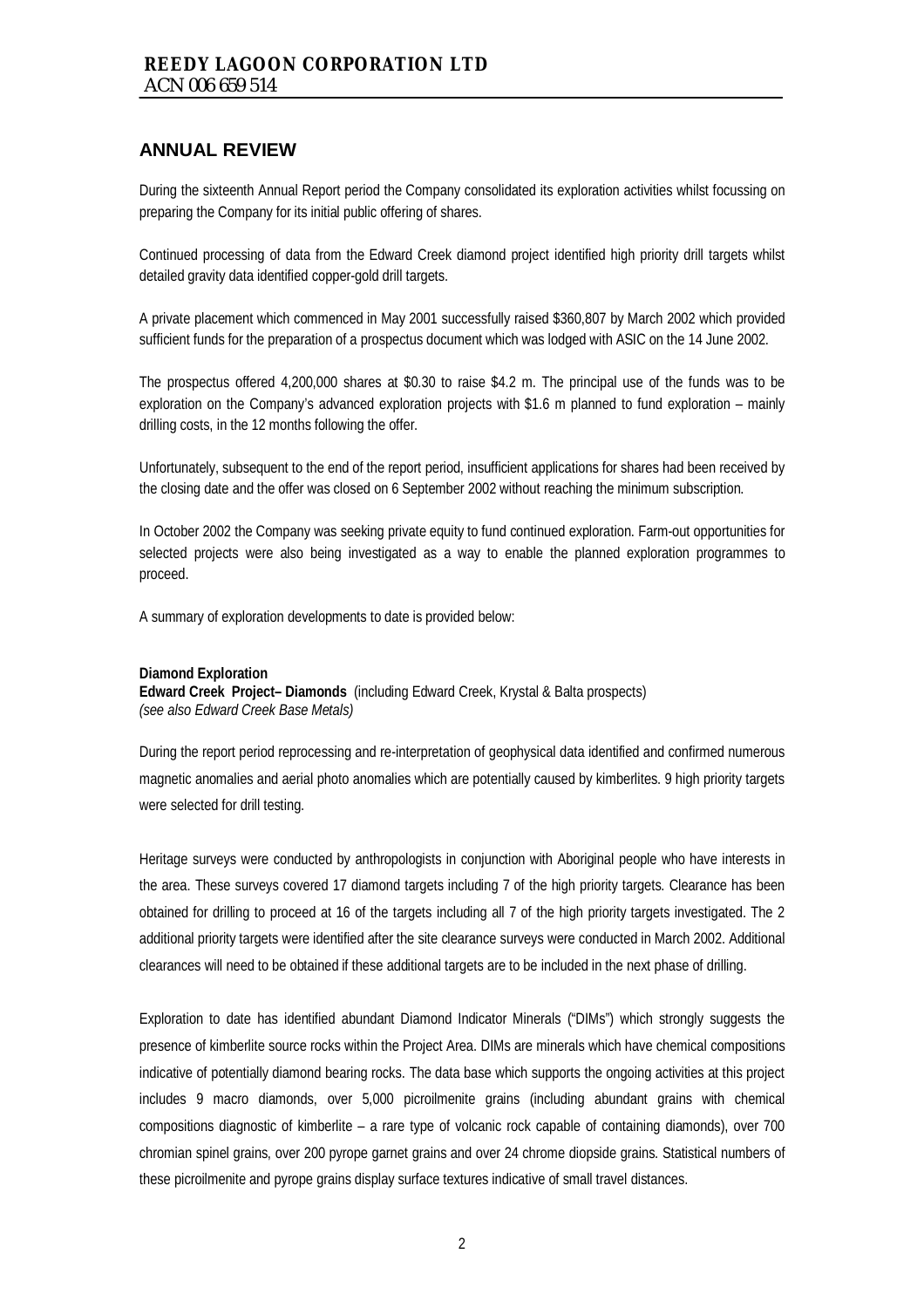## ANNUAL REVIEW

During the sixteenth Annual Report period the Company consolidated its exploration activities whilst focussing on preparing the Company for its initial public offering of shares.

Continued processing of data from the Edward Creek diamond project identified high priority drill targets whilst detailed gravity data identified copper-gold drill targets.

A private placement which commenced in May 2001 successfully raised $360,807 by March 2002 which provided sufficient funds for the preparation of a prospectus document which was lodged with ASIC on the 14 June 2002.

The prospectus offered 4,200,000 shares at $0.30 to raise $4.2 m. The principal use of the funds was to be exploration on the Company's advanced exploration projects with $1.6 m planned to fund exploration – mainly drilling costs, in the 12 months following the offer.

Unfortunately, subsequent to the end of the report period, insufficient applications for shares had been received by the closing date and the offer was closed on 6 September 2002 without reaching the minimum subscription.

In October 2002 the Company was seeking private equity to fund continued exploration. Farm-out opportunities for selected projects were also being investigated as a way to enable the planned exploration programmes to proceed.

A summary of exploration developments to date is provided below:

**Diamond Exploration**
**Edward Creek Project– Diamonds** (including Edward Creek, Krystal & Balta prospects)
*(see also Edward Creek Base Metals)*

During the report period reprocessing and re-interpretation of geophysical data identified and confirmed numerous magnetic anomalies and aerial photo anomalies which are potentially caused by kimberlites. 9 high priority targets were selected for drill testing.

Heritage surveys were conducted by anthropologists in conjunction with Aboriginal people who have interests in the area. These surveys covered 17 diamond targets including 7 of the high priority targets. Clearance has been obtained for drilling to proceed at 16 of the targets including all 7 of the high priority targets investigated. The 2 additional priority targets were identified after the site clearance surveys were conducted in March 2002. Additional clearances will need to be obtained if these additional targets are to be included in the next phase of drilling.

Exploration to date has identified abundant Diamond Indicator Minerals ("DIMs") which strongly suggests the presence of kimberlite source rocks within the Project Area. DIMs are minerals which have chemical compositions indicative of potentially diamond bearing rocks. The data base which supports the ongoing activities at this project includes 9 macro diamonds, over 5,000 picroilmenite grains (including abundant grains with chemical compositions diagnostic of kimberlite – a rare type of volcanic rock capable of containing diamonds), over 700 chromian spinel grains, over 200 pyrope garnet grains and over 24 chrome diopside grains. Statistical numbers of these picroilmenite and pyrope grains display surface textures indicative of small travel distances.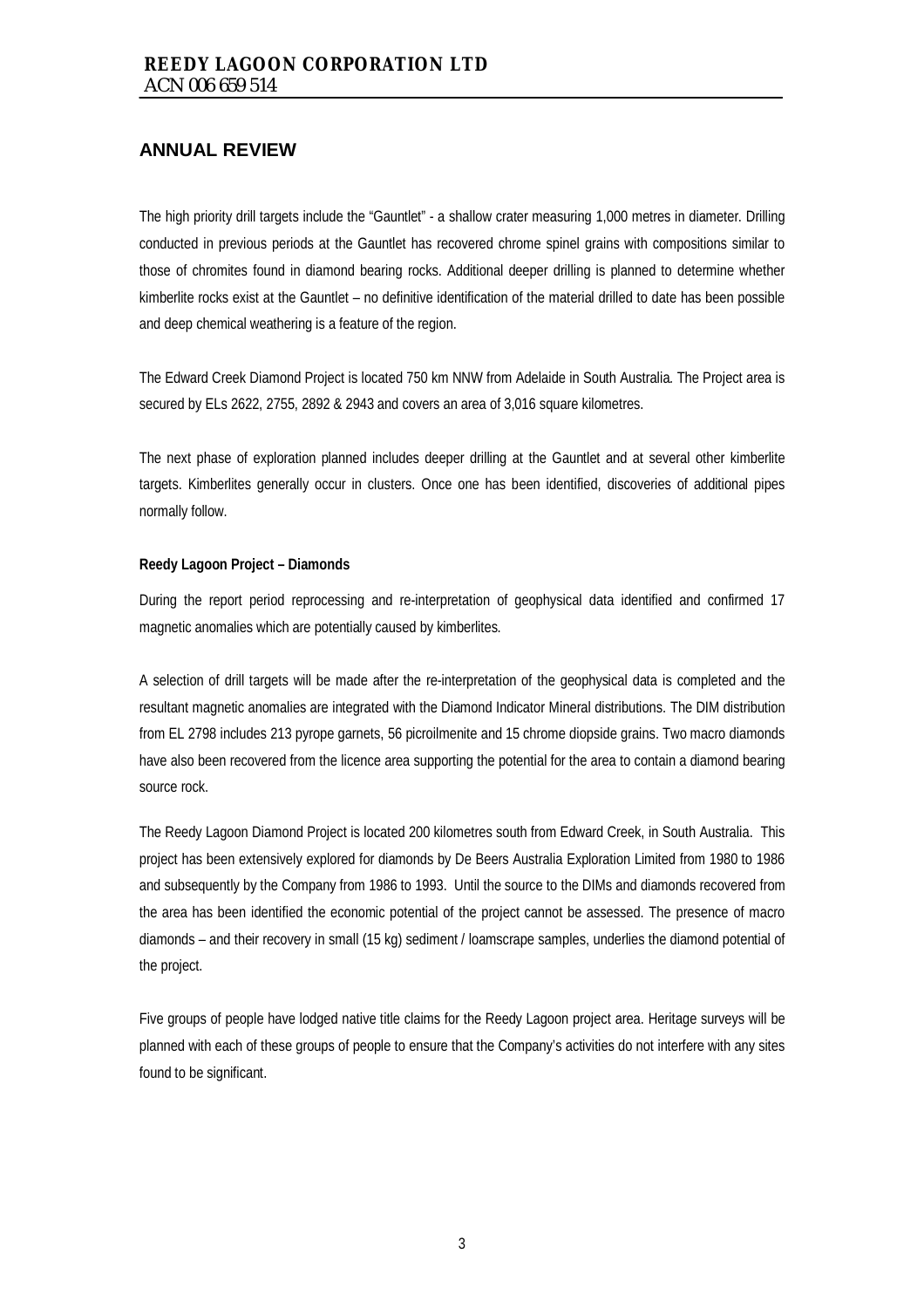## ANNUAL REVIEW

The high priority drill targets include the "Gauntlet" - a shallow crater measuring 1,000 metres in diameter. Drilling conducted in previous periods at the Gauntlet has recovered chrome spinel grains with compositions similar to those of chromites found in diamond bearing rocks. Additional deeper drilling is planned to determine whether kimberlite rocks exist at the Gauntlet – no definitive identification of the material drilled to date has been possible and deep chemical weathering is a feature of the region.

The Edward Creek Diamond Project is located 750 km NNW from Adelaide in South Australia. The Project area is secured by ELs 2622, 2755, 2892 & 2943 and covers an area of 3,016 square kilometres.

The next phase of exploration planned includes deeper drilling at the Gauntlet and at several other kimberlite targets. Kimberlites generally occur in clusters. Once one has been identified, discoveries of additional pipes normally follow.

**Reedy Lagoon Project – Diamonds**

During the report period reprocessing and re-interpretation of geophysical data identified and confirmed 17 magnetic anomalies which are potentially caused by kimberlites.

A selection of drill targets will be made after the re-interpretation of the geophysical data is completed and the resultant magnetic anomalies are integrated with the Diamond Indicator Mineral distributions. The DIM distribution from EL 2798 includes 213 pyrope garnets, 56 picroilmenite and 15 chrome diopside grains. Two macro diamonds have also been recovered from the licence area supporting the potential for the area to contain a diamond bearing source rock.

The Reedy Lagoon Diamond Project is located 200 kilometres south from Edward Creek, in South Australia. This project has been extensively explored for diamonds by De Beers Australia Exploration Limited from 1980 to 1986 and subsequently by the Company from 1986 to 1993. Until the source to the DIMs and diamonds recovered from the area has been identified the economic potential of the project cannot be assessed. The presence of macro diamonds – and their recovery in small (15 kg) sediment / loamscrape samples, underlies the diamond potential of the project.

Five groups of people have lodged native title claims for the Reedy Lagoon project area. Heritage surveys will be planned with each of these groups of people to ensure that the Company's activities do not interfere with any sites found to be significant.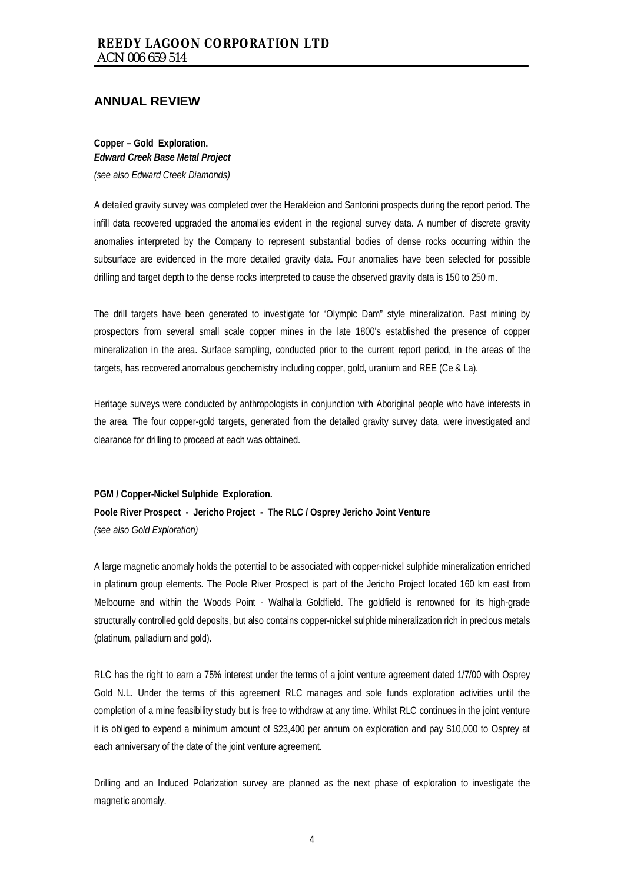## ANNUAL REVIEW

**Copper – Gold Exploration.**
***Edward Creek Base Metal Project***
*(see also Edward Creek Diamonds)*

A detailed gravity survey was completed over the Herakleion and Santorini prospects during the report period. The infill data recovered upgraded the anomalies evident in the regional survey data. A number of discrete gravity anomalies interpreted by the Company to represent substantial bodies of dense rocks occurring within the subsurface are evidenced in the more detailed gravity data. Four anomalies have been selected for possible drilling and target depth to the dense rocks interpreted to cause the observed gravity data is 150 to 250 m.

The drill targets have been generated to investigate for "Olympic Dam" style mineralization. Past mining by prospectors from several small scale copper mines in the late 1800's established the presence of copper mineralization in the area. Surface sampling, conducted prior to the current report period, in the areas of the targets, has recovered anomalous geochemistry including copper, gold, uranium and REE (Ce & La).

Heritage surveys were conducted by anthropologists in conjunction with Aboriginal people who have interests in the area. The four copper-gold targets, generated from the detailed gravity survey data, were investigated and clearance for drilling to proceed at each was obtained.

**PGM / Copper-Nickel Sulphide Exploration.**
**Poole River Prospect - Jericho Project - The RLC / Osprey Jericho Joint Venture**
*(see also Gold Exploration)*

A large magnetic anomaly holds the potential to be associated with copper-nickel sulphide mineralization enriched in platinum group elements. The Poole River Prospect is part of the Jericho Project located 160 km east from Melbourne and within the Woods Point - Walhalla Goldfield. The goldfield is renowned for its high-grade structurally controlled gold deposits, but also contains copper-nickel sulphide mineralization rich in precious metals (platinum, palladium and gold).

RLC has the right to earn a 75% interest under the terms of a joint venture agreement dated 1/7/00 with Osprey Gold N.L. Under the terms of this agreement RLC manages and sole funds exploration activities until the completion of a mine feasibility study but is free to withdraw at any time. Whilst RLC continues in the joint venture it is obliged to expend a minimum amount of $23,400 per annum on exploration and pay $10,000 to Osprey at each anniversary of the date of the joint venture agreement.

Drilling and an Induced Polarization survey are planned as the next phase of exploration to investigate the magnetic anomaly.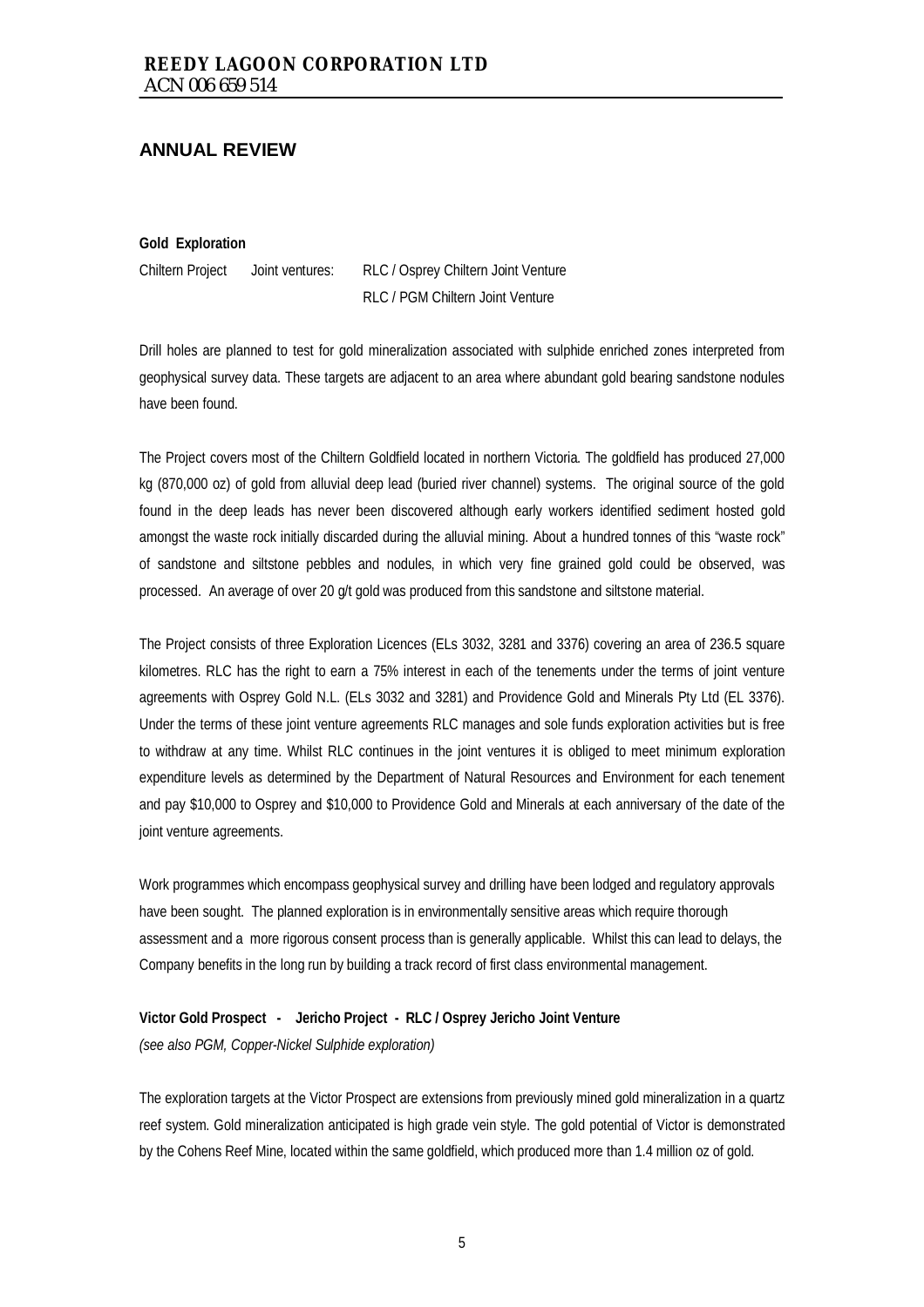## ANNUAL REVIEW

**Gold Exploration**

Chiltern Project Joint ventures: RLC / Osprey Chiltern Joint Venture
RLC / PGM Chiltern Joint Venture

Drill holes are planned to test for gold mineralization associated with sulphide enriched zones interpreted from geophysical survey data. These targets are adjacent to an area where abundant gold bearing sandstone nodules have been found.

The Project covers most of the Chiltern Goldfield located in northern Victoria. The goldfield has produced 27,000 kg (870,000 oz) of gold from alluvial deep lead (buried river channel) systems. The original source of the gold found in the deep leads has never been discovered although early workers identified sediment hosted gold amongst the waste rock initially discarded during the alluvial mining. About a hundred tonnes of this "waste rock" of sandstone and siltstone pebbles and nodules, in which very fine grained gold could be observed, was processed. An average of over 20 g/t gold was produced from this sandstone and siltstone material.

The Project consists of three Exploration Licences (ELs 3032, 3281 and 3376) covering an area of 236.5 square kilometres. RLC has the right to earn a 75% interest in each of the tenements under the terms of joint venture agreements with Osprey Gold N.L. (ELs 3032 and 3281) and Providence Gold and Minerals Pty Ltd (EL 3376). Under the terms of these joint venture agreements RLC manages and sole funds exploration activities but is free to withdraw at any time. Whilst RLC continues in the joint ventures it is obliged to meet minimum exploration expenditure levels as determined by the Department of Natural Resources and Environment for each tenement and pay $10,000 to Osprey and $10,000 to Providence Gold and Minerals at each anniversary of the date of the joint venture agreements.

Work programmes which encompass geophysical survey and drilling have been lodged and regulatory approvals have been sought. The planned exploration is in environmentally sensitive areas which require thorough assessment and a more rigorous consent process than is generally applicable. Whilst this can lead to delays, the Company benefits in the long run by building a track record of first class environmental management.

**Victor Gold Prospect - Jericho Project - RLC / Osprey Jericho Joint Venture**
*(see also PGM, Copper-Nickel Sulphide exploration)*

The exploration targets at the Victor Prospect are extensions from previously mined gold mineralization in a quartz reef system. Gold mineralization anticipated is high grade vein style. The gold potential of Victor is demonstrated by the Cohens Reef Mine, located within the same goldfield, which produced more than 1.4 million oz of gold.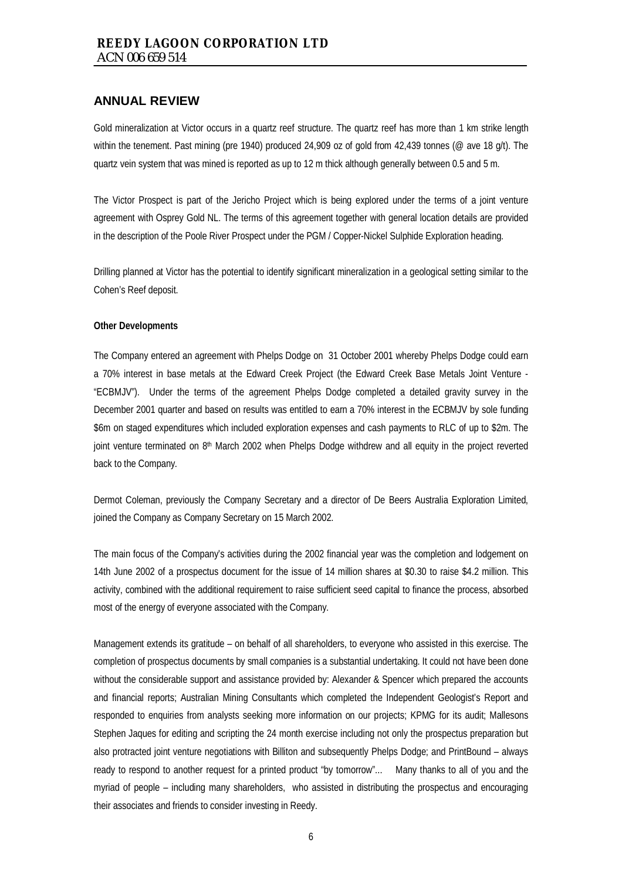## ANNUAL REVIEW

Gold mineralization at Victor occurs in a quartz reef structure. The quartz reef has more than 1 km strike length within the tenement. Past mining (pre 1940) produced 24,909 oz of gold from 42,439 tonnes (@ ave 18 g/t). The quartz vein system that was mined is reported as up to 12 m thick although generally between 0.5 and 5 m.

The Victor Prospect is part of the Jericho Project which is being explored under the terms of a joint venture agreement with Osprey Gold NL. The terms of this agreement together with general location details are provided in the description of the Poole River Prospect under the PGM / Copper-Nickel Sulphide Exploration heading.

Drilling planned at Victor has the potential to identify significant mineralization in a geological setting similar to the Cohen's Reef deposit.

**Other Developments**

The Company entered an agreement with Phelps Dodge on 31 October 2001 whereby Phelps Dodge could earn a 70% interest in base metals at the Edward Creek Project (the Edward Creek Base Metals Joint Venture - "ECBMJV"). Under the terms of the agreement Phelps Dodge completed a detailed gravity survey in the December 2001 quarter and based on results was entitled to earn a 70% interest in the ECBMJV by sole funding \$6m on staged expenditures which included exploration expenses and cash payments to RLC of up to \$2m. The joint venture terminated on 8th March 2002 when Phelps Dodge withdrew and all equity in the project reverted back to the Company.

Dermot Coleman, previously the Company Secretary and a director of De Beers Australia Exploration Limited, joined the Company as Company Secretary on 15 March 2002.

The main focus of the Company's activities during the 2002 financial year was the completion and lodgement on 14th June 2002 of a prospectus document for the issue of 14 million shares at \$0.30 to raise \$4.2 million. This activity, combined with the additional requirement to raise sufficient seed capital to finance the process, absorbed most of the energy of everyone associated with the Company.

Management extends its gratitude – on behalf of all shareholders, to everyone who assisted in this exercise. The completion of prospectus documents by small companies is a substantial undertaking. It could not have been done without the considerable support and assistance provided by: Alexander & Spencer which prepared the accounts and financial reports; Australian Mining Consultants which completed the Independent Geologist's Report and responded to enquiries from analysts seeking more information on our projects; KPMG for its audit; Mallesons Stephen Jaques for editing and scripting the 24 month exercise including not only the prospectus preparation but also protracted joint venture negotiations with Billiton and subsequently Phelps Dodge; and PrintBound – always ready to respond to another request for a printed product "by tomorrow"... Many thanks to all of you and the myriad of people – including many shareholders, who assisted in distributing the prospectus and encouraging their associates and friends to consider investing in Reedy.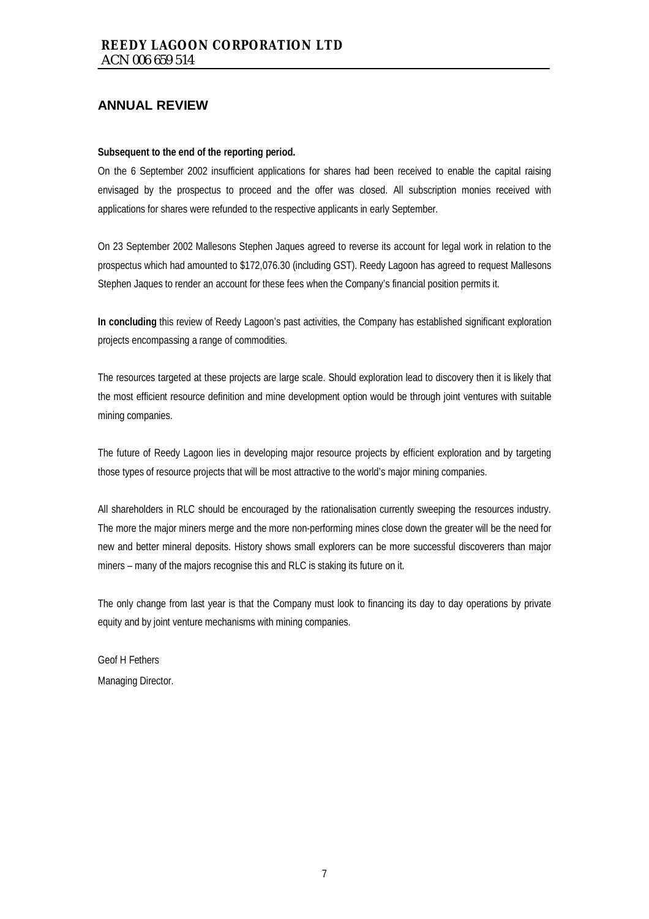## ANNUAL REVIEW

**Subsequent to the end of the reporting period.**

On the 6 September 2002 insufficient applications for shares had been received to enable the capital raising envisaged by the prospectus to proceed and the offer was closed. All subscription monies received with applications for shares were refunded to the respective applicants in early September.

On 23 September 2002 Mallesons Stephen Jaques agreed to reverse its account for legal work in relation to the prospectus which had amounted to $172,076.30 (including GST). Reedy Lagoon has agreed to request Mallesons Stephen Jaques to render an account for these fees when the Company's financial position permits it.

**In concluding** this review of Reedy Lagoon's past activities, the Company has established significant exploration projects encompassing a range of commodities.

The resources targeted at these projects are large scale. Should exploration lead to discovery then it is likely that the most efficient resource definition and mine development option would be through joint ventures with suitable mining companies.

The future of Reedy Lagoon lies in developing major resource projects by efficient exploration and by targeting those types of resource projects that will be most attractive to the world's major mining companies.

All shareholders in RLC should be encouraged by the rationalisation currently sweeping the resources industry. The more the major miners merge and the more non-performing mines close down the greater will be the need for new and better mineral deposits. History shows small explorers can be more successful discoverers than major miners – many of the majors recognise this and RLC is staking its future on it.

The only change from last year is that the Company must look to financing its day to day operations by private equity and by joint venture mechanisms with mining companies.

Geof H Fethers

Managing Director.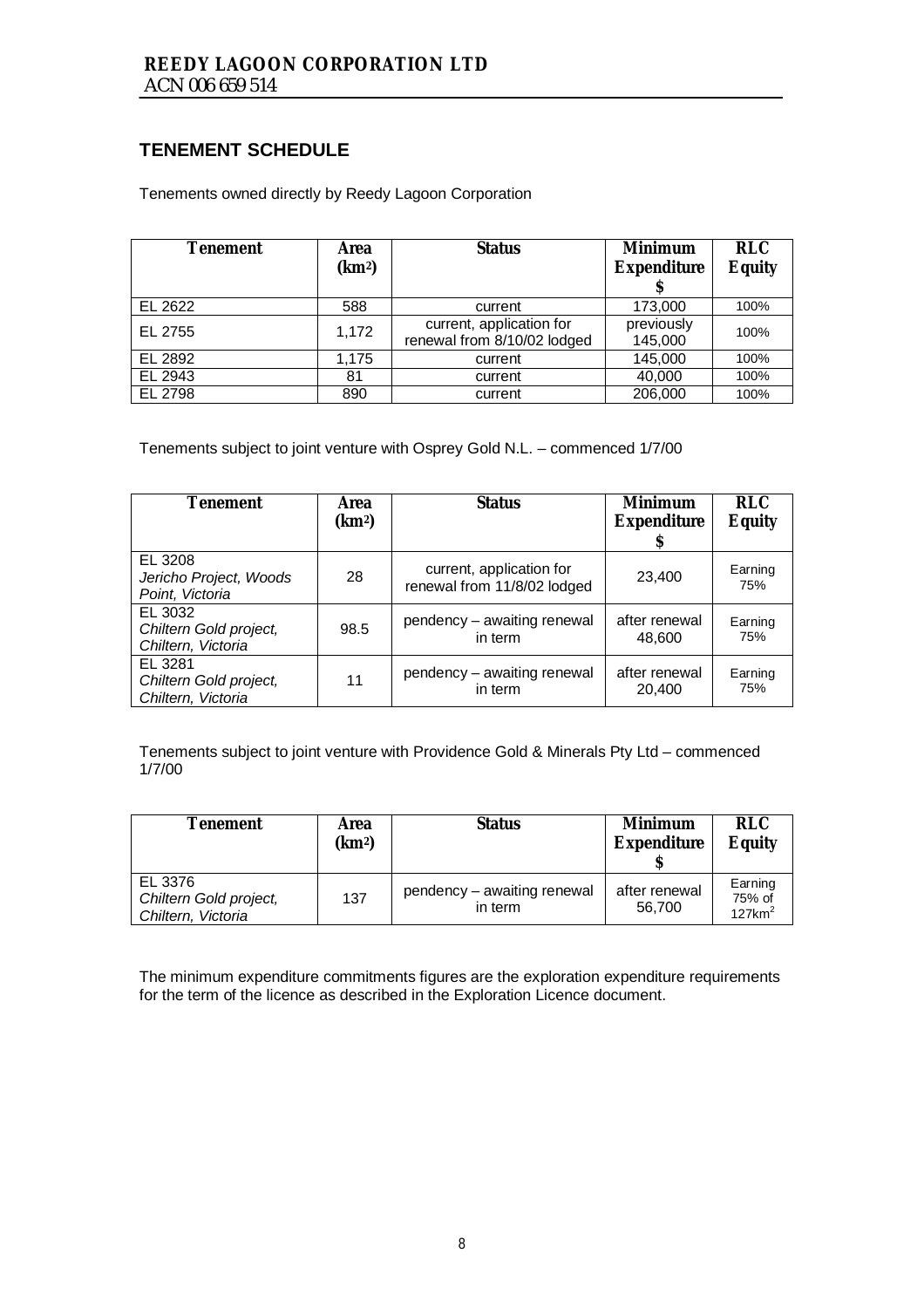## TENEMENT SCHEDULE

Tenements owned directly by Reedy Lagoon Corporation

| Tenement | Area ($km^2$) | Status | Minimum Expenditure $ | RLC Equity |
|---|---|---|---|---|
| EL 2622 | 588 | current | 173,000 | 100% |
| EL 2755 | 1,172 | current, application for renewal from 8/10/02 lodged | previously 145,000 | 100% |
| EL 2892 | 1,175 | current | 145,000 | 100% |
| EL 2943 | 81 | current | 40,000 | 100% |
| EL 2798 | 890 | current | 206,000 | 100% |

Tenements subject to joint venture with Osprey Gold N.L. – commenced 1/7/00

| Tenement | Area ($km^2$) | Status | Minimum Expenditure $ | RLC Equity |
|---|---|---|---|---|
| EL 3208 *Jericho Project, Woods Point, Victoria* | 28 | current, application for renewal from 11/8/02 lodged | 23,400 | Earning 75% |
| EL 3032 *Chiltern Gold project, Chiltern, Victoria* | 98.5 | pendency – awaiting renewal in term | after renewal 48,600 | Earning 75% |
| EL 3281 *Chiltern Gold project, Chiltern, Victoria* | 11 | pendency – awaiting renewal in term | after renewal 20,400 | Earning 75% |

Tenements subject to joint venture with Providence Gold & Minerals Pty Ltd – commenced 1/7/00

| Tenement | Area ($km^2$) | Status | Minimum Expenditure $ | RLC Equity |
|---|---|---|---|---|
| EL 3376 *Chiltern Gold project, Chiltern, Victoria* | 137 | pendency – awaiting renewal in term | after renewal 56,700 | Earning 75% of $127km^2$ |

The minimum expenditure commitments figures are the exploration expenditure requirements for the term of the licence as described in the Exploration Licence document.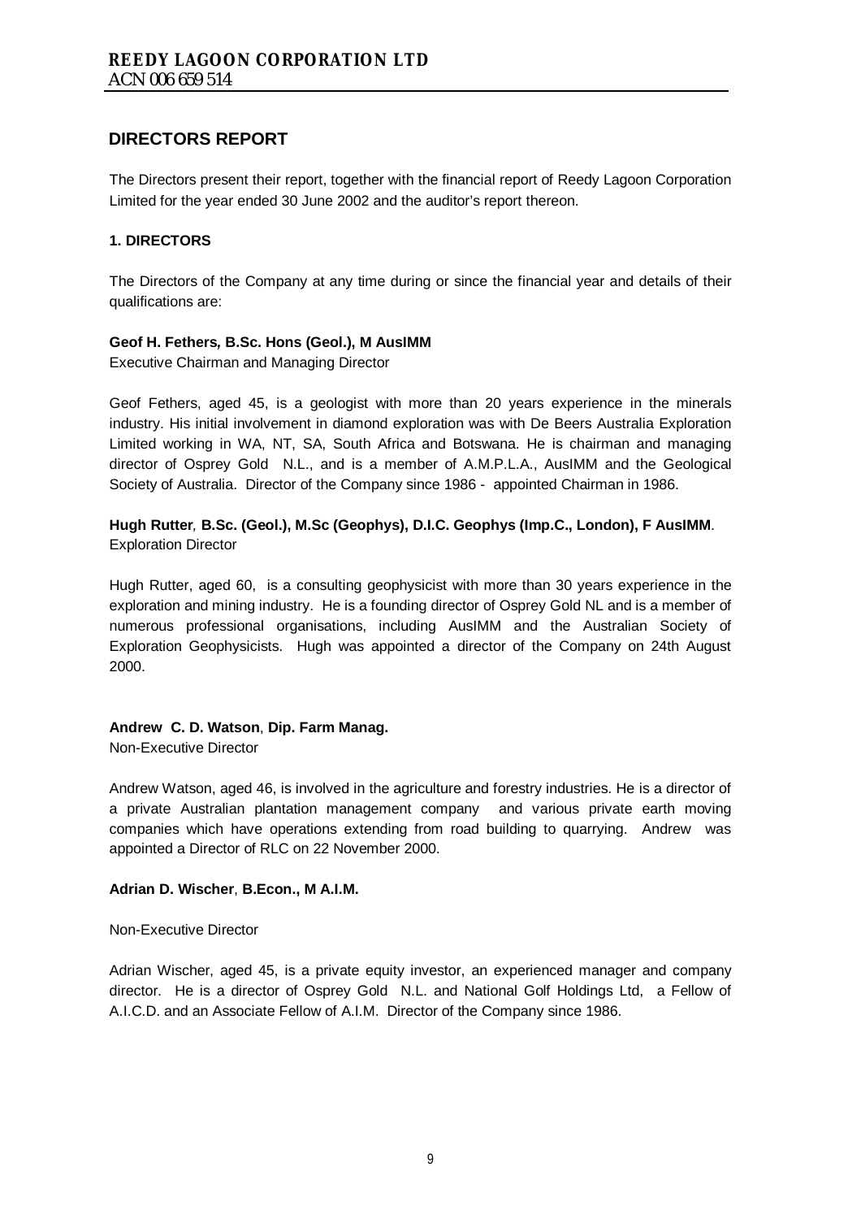# DIRECTORS REPORT

The Directors present their report, together with the financial report of Reedy Lagoon Corporation Limited for the year ended 30 June 2002 and the auditor's report thereon.

## 1. DIRECTORS

The Directors of the Company at any time during or since the financial year and details of their qualifications are:

**Geof H. Fethers, B.Sc. Hons (Geol.), M AusIMM**
Executive Chairman and Managing Director

Geof Fethers, aged 45, is a geologist with more than 20 years experience in the minerals industry. His initial involvement in diamond exploration was with De Beers Australia Exploration Limited working in WA, NT, SA, South Africa and Botswana. He is chairman and managing director of Osprey Gold N.L., and is a member of A.M.P.L.A., AusIMM and the Geological Society of Australia. Director of the Company since 1986 - appointed Chairman in 1986.

**Hugh Rutter, B.Sc. (Geol.), M.Sc (Geophys), D.I.C. Geophys (Imp.C., London), F AusIMM**.
Exploration Director

Hugh Rutter, aged 60, is a consulting geophysicist with more than 30 years experience in the exploration and mining industry. He is a founding director of Osprey Gold NL and is a member of numerous professional organisations, including AusIMM and the Australian Society of Exploration Geophysicists. Hugh was appointed a director of the Company on 24th August 2000.

**Andrew C. D. Watson, Dip. Farm Manag.**
Non-Executive Director

Andrew Watson, aged 46, is involved in the agriculture and forestry industries. He is a director of a private Australian plantation management company and various private earth moving companies which have operations extending from road building to quarrying. Andrew was appointed a Director of RLC on 22 November 2000.

**Adrian D. Wischer, B.Econ., M A.I.M.**

Non-Executive Director

Adrian Wischer, aged 45, is a private equity investor, an experienced manager and company director. He is a director of Osprey Gold N.L. and National Golf Holdings Ltd, a Fellow of A.I.C.D. and an Associate Fellow of A.I.M. Director of the Company since 1986.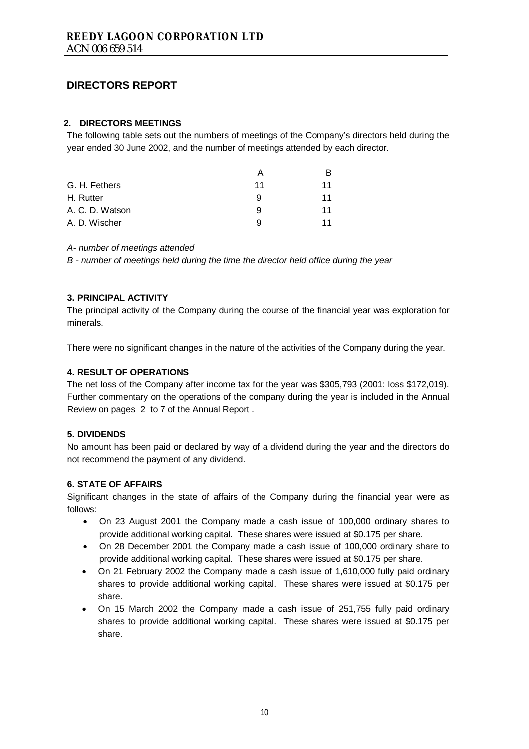# REEDY LAGOON CORPORATION LTD

ACN 006 659 514

## DIRECTORS REPORT

### 2. DIRECTORS MEETINGS

The following table sets out the numbers of meetings of the Company's directors held during the year ended 30 June 2002, and the number of meetings attended by each director.

| | A | B |
|---|---|---|
| G. H. Fethers | 11 | 11 |
| H. Rutter | 9 | 11 |
| A. C. D. Watson | 9 | 11 |
| A. D. Wischer | 9 | 11 |

*A- number of meetings attended*

*B - number of meetings held during the time the director held office during the year*

### 3. PRINCIPAL ACTIVITY

The principal activity of the Company during the course of the financial year was exploration for minerals.

There were no significant changes in the nature of the activities of the Company during the year.

### 4. RESULT OF OPERATIONS

The net loss of the Company after income tax for the year was $305,793 (2001: loss $172,019). Further commentary on the operations of the company during the year is included in the Annual Review on pages 2 to 7 of the Annual Report .

### 5. DIVIDENDS

No amount has been paid or declared by way of a dividend during the year and the directors do not recommend the payment of any dividend.

### 6. STATE OF AFFAIRS

Significant changes in the state of affairs of the Company during the financial year were as follows:

- On 23 August 2001 the Company made a cash issue of 100,000 ordinary shares to provide additional working capital. These shares were issued at $0.175 per share.
- On 28 December 2001 the Company made a cash issue of 100,000 ordinary share to provide additional working capital. These shares were issued at $0.175 per share.
- On 21 February 2002 the Company made a cash issue of 1,610,000 fully paid ordinary shares to provide additional working capital. These shares were issued at $0.175 per share.
- On 15 March 2002 the Company made a cash issue of 251,755 fully paid ordinary shares to provide additional working capital. These shares were issued at $0.175 per share.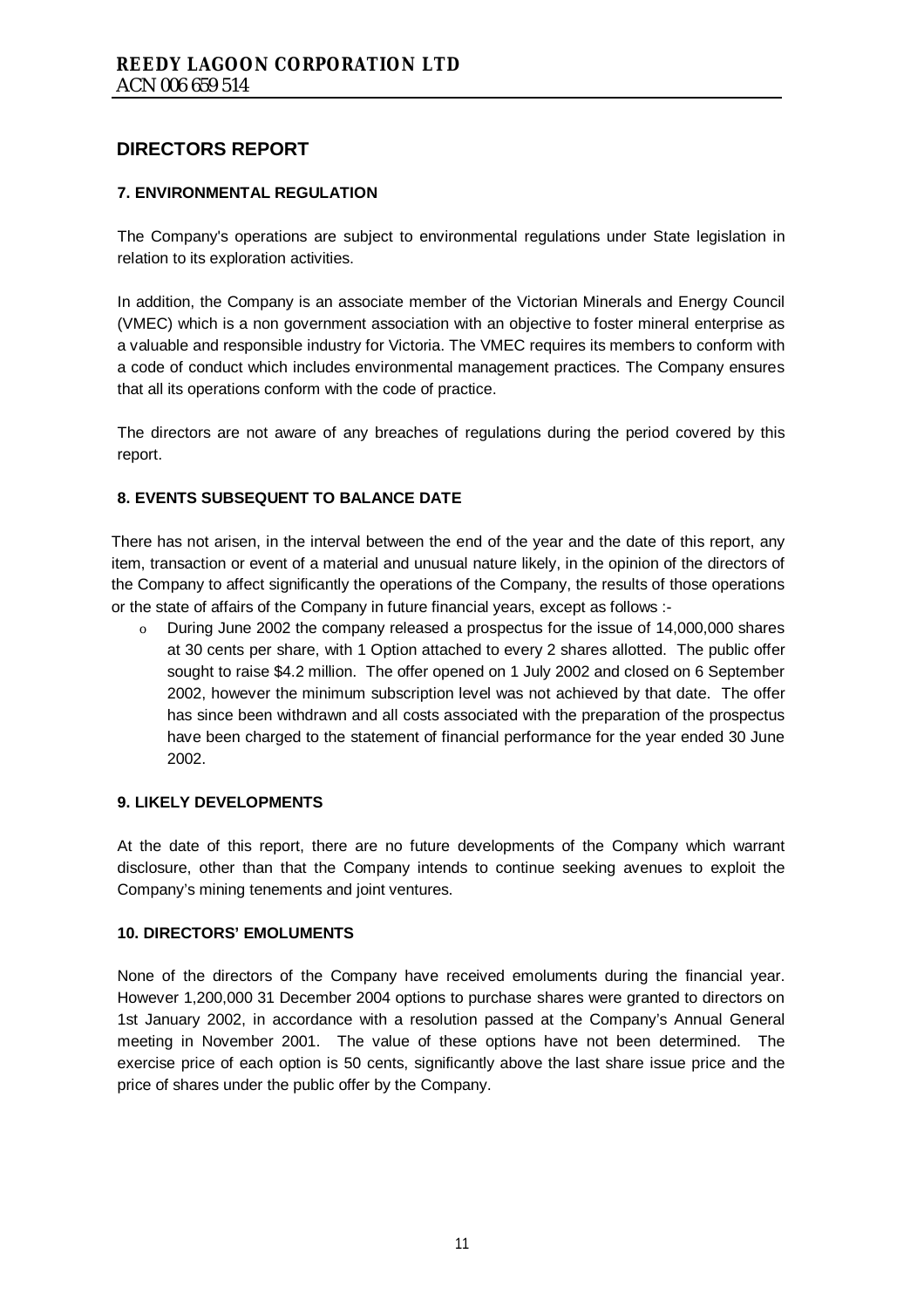# DIRECTORS REPORT

### 7. ENVIRONMENTAL REGULATION

The Company's operations are subject to environmental regulations under State legislation in relation to its exploration activities.

In addition, the Company is an associate member of the Victorian Minerals and Energy Council (VMEC) which is a non government association with an objective to foster mineral enterprise as a valuable and responsible industry for Victoria. The VMEC requires its members to conform with a code of conduct which includes environmental management practices. The Company ensures that all its operations conform with the code of practice.

The directors are not aware of any breaches of regulations during the period covered by this report.

### 8. EVENTS SUBSEQUENT TO BALANCE DATE

There has not arisen, in the interval between the end of the year and the date of this report, any item, transaction or event of a material and unusual nature likely, in the opinion of the directors of the Company to affect significantly the operations of the Company, the results of those operations or the state of affairs of the Company in future financial years, except as follows :-

- During June 2002 the company released a prospectus for the issue of 14,000,000 shares at 30 cents per share, with 1 Option attached to every 2 shares allotted. The public offer sought to raise $4.2 million. The offer opened on 1 July 2002 and closed on 6 September 2002, however the minimum subscription level was not achieved by that date. The offer has since been withdrawn and all costs associated with the preparation of the prospectus have been charged to the statement of financial performance for the year ended 30 June 2002.

### 9. LIKELY DEVELOPMENTS

At the date of this report, there are no future developments of the Company which warrant disclosure, other than that the Company intends to continue seeking avenues to exploit the Company's mining tenements and joint ventures.

### 10. DIRECTORS' EMOLUMENTS

None of the directors of the Company have received emoluments during the financial year. However 1,200,000 31 December 2004 options to purchase shares were granted to directors on 1st January 2002, in accordance with a resolution passed at the Company's Annual General meeting in November 2001. The value of these options have not been determined. The exercise price of each option is 50 cents, significantly above the last share issue price and the price of shares under the public offer by the Company.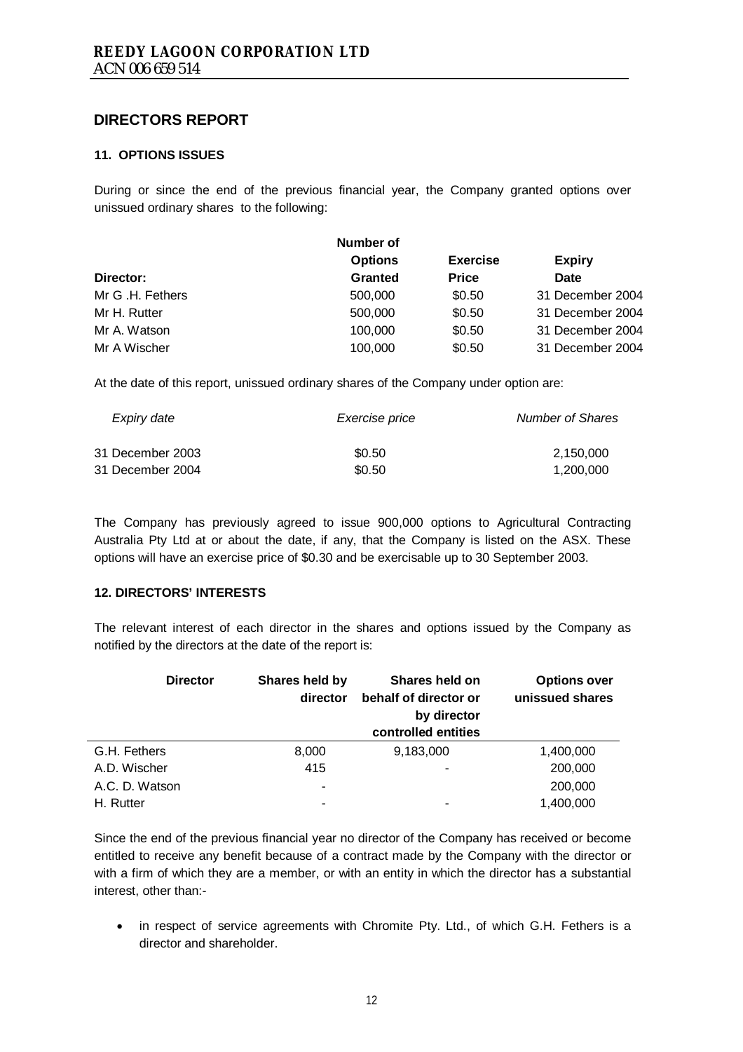## DIRECTORS REPORT

### 11. OPTIONS ISSUES

During or since the end of the previous financial year, the Company granted options over unissued ordinary shares to the following:

| Director: | Number of Options Granted | Exercise Price | Expiry Date |
|---|---|---|---|
| Mr G .H. Fethers | 500,000 | \$0.50 | 31 December 2004 |
| Mr H. Rutter | 500,000 | \$0.50 | 31 December 2004 |
| Mr A. Watson | 100,000 | \$0.50 | 31 December 2004 |
| Mr A Wischer | 100,000 | \$0.50 | 31 December 2004 |

At the date of this report, unissued ordinary shares of the Company under option are:

| *Expiry date* | *Exercise price* | *Number of Shares* |
|---|---|---|
| 31 December 2003 | \$0.50 | 2,150,000 |
| 31 December 2004 | \$0.50 | 1,200,000 |

The Company has previously agreed to issue 900,000 options to Agricultural Contracting Australia Pty Ltd at or about the date, if any, that the Company is listed on the ASX. These options will have an exercise price of \$0.30 and be exercisable up to 30 September 2003.

### 12. DIRECTORS' INTERESTS

The relevant interest of each director in the shares and options issued by the Company as notified by the directors at the date of the report is:

| Director | Shares held by director | Shares held on behalf of director or by director controlled entities | Options over unissued shares |
|---|---|---|---|
| G.H. Fethers | 8,000 | 9,183,000 | 1,400,000 |
| A.D. Wischer | 415 | - | 200,000 |
| A.C. D. Watson | - | | 200,000 |
| H. Rutter | - | - | 1,400,000 |

Since the end of the previous financial year no director of the Company has received or become entitled to receive any benefit because of a contract made by the Company with the director or with a firm of which they are a member, or with an entity in which the director has a substantial interest, other than:-

- in respect of service agreements with Chromite Pty. Ltd., of which G.H. Fethers is a director and shareholder.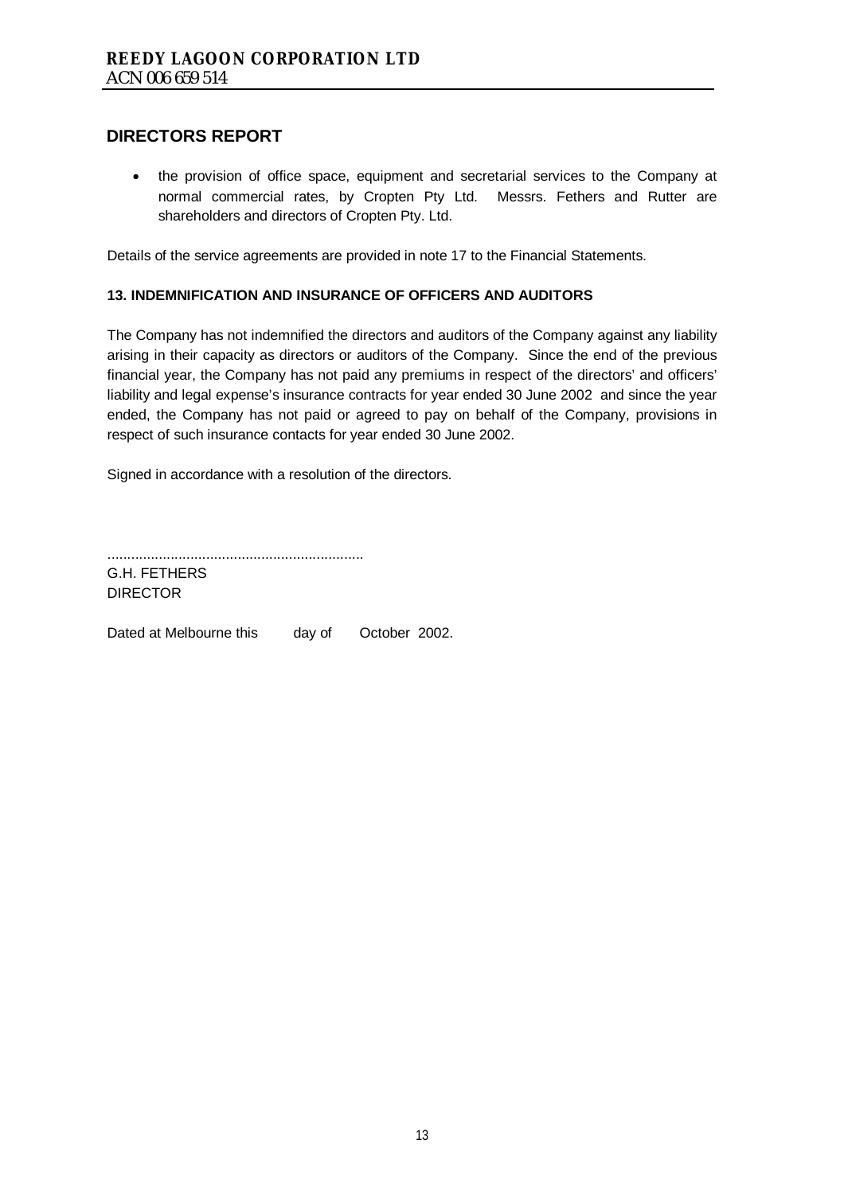## DIRECTORS REPORT

- the provision of office space, equipment and secretarial services to the Company at normal commercial rates, by Cropten Pty Ltd. Messrs. Fethers and Rutter are shareholders and directors of Cropten Pty. Ltd.

Details of the service agreements are provided in note 17 to the Financial Statements.

**13. INDEMNIFICATION AND INSURANCE OF OFFICERS AND AUDITORS**

The Company has not indemnified the directors and auditors of the Company against any liability arising in their capacity as directors or auditors of the Company. Since the end of the previous financial year, the Company has not paid any premiums in respect of the directors' and officers' liability and legal expense's insurance contracts for year ended 30 June 2002 and since the year ended, the Company has not paid or agreed to pay on behalf of the Company, provisions in respect of such insurance contacts for year ended 30 June 2002.

Signed in accordance with a resolution of the directors.

.................................................................
G.H. FETHERS
DIRECTOR

Dated at Melbourne this day of October 2002.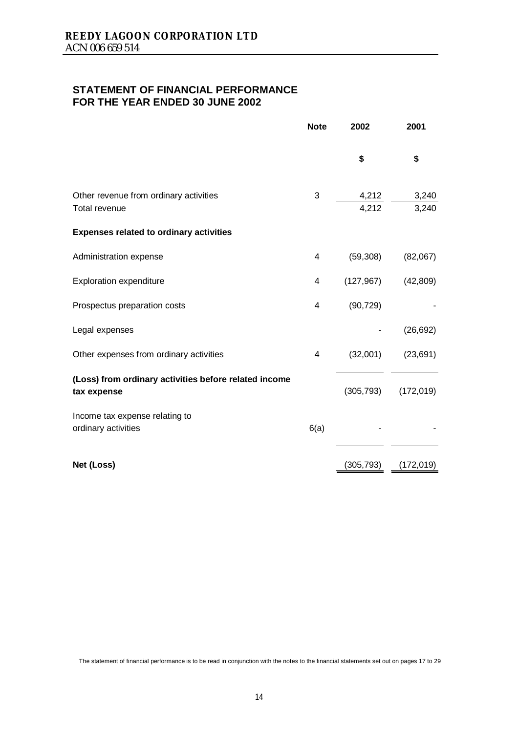**REEDY LAGOON CORPORATION LTD**
ACN 006 659 514

## STATEMENT OF FINANCIAL PERFORMANCE FOR THE YEAR ENDED 30 JUNE 2002

| | Note | 2002 | 2001 |
|---|---|---|---|
| | | $ | $ |
| Other revenue from ordinary activities | 3 | 4,212 | 3,240 |
| Total revenue | | 4,212 | 3,240 |
| **Expenses related to ordinary activities** | | | |
| Administration expense | 4 | (59,308) | (82,067) |
| Exploration expenditure | 4 | (127,967) | (42,809) |
| Prospectus preparation costs | 4 | (90,729) | - |
| Legal expenses | | - | (26,692) |
| Other expenses from ordinary activities | 4 | (32,001) | (23,691) |
| **(Loss) from ordinary activities before related income tax expense** | | (305,793) | (172,019) |
| Income tax expense relating to ordinary activities | 6(a) | - | - |
| **Net (Loss)** | | (305,793) | (172,019) |

The statement of financial performance is to be read in conjunction with the notes to the financial statements set out on pages 17 to 29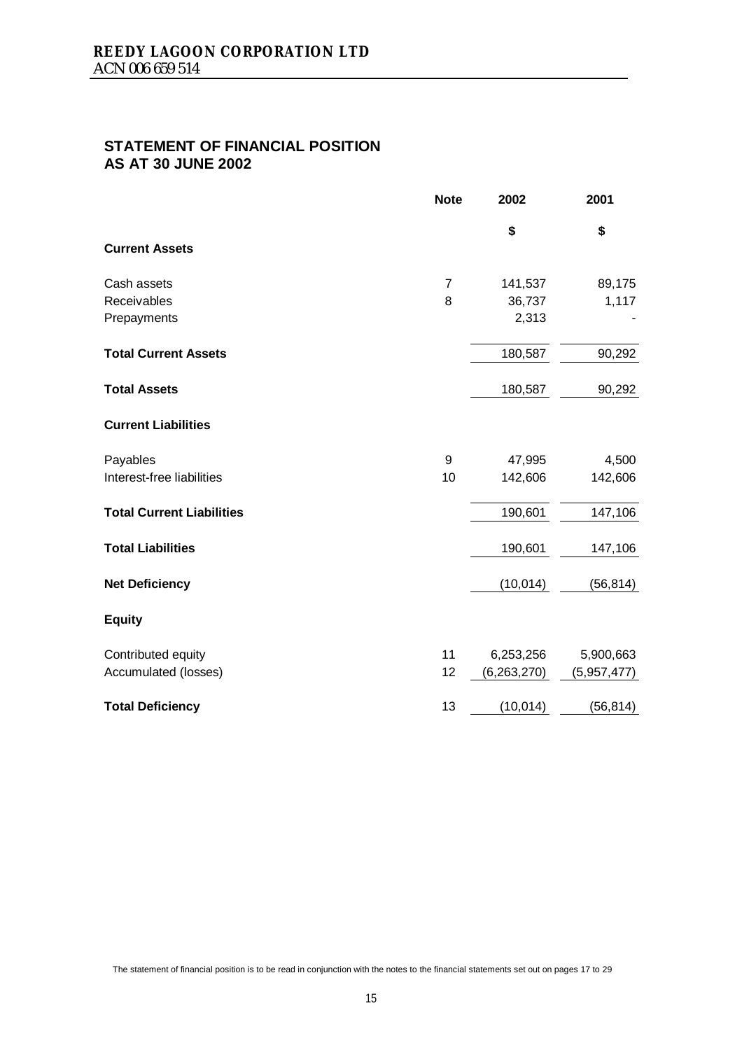## STATEMENT OF FINANCIAL POSITION
## AS AT 30 JUNE 2002

| | Note | 2002 | 2001 |
|---|---|---|---|
| | | $ | $ |
| **Current Assets** | | | |
| Cash assets | 7 | 141,537 | 89,175 |
| Receivables | 8 | 36,737 | 1,117 |
| Prepayments | | 2,313 | - |
| **Total Current Assets** | | 180,587 | 90,292 |
| **Total Assets** | | 180,587 | 90,292 |
| **Current Liabilities** | | | |
| Payables | 9 | 47,995 | 4,500 |
| Interest-free liabilities | 10 | 142,606 | 142,606 |
| **Total Current Liabilities** | | 190,601 | 147,106 |
| **Total Liabilities** | | 190,601 | 147,106 |
| **Net Deficiency** | | (10,014) | (56,814) |
| **Equity** | | | |
| Contributed equity | 11 | 6,253,256 | 5,900,663 |
| Accumulated (losses) | 12 | (6,263,270) | (5,957,477) |
| **Total Deficiency** | 13 | (10,014) | (56,814) |

The statement of financial position is to be read in conjunction with the notes to the financial statements set out on pages 17 to 29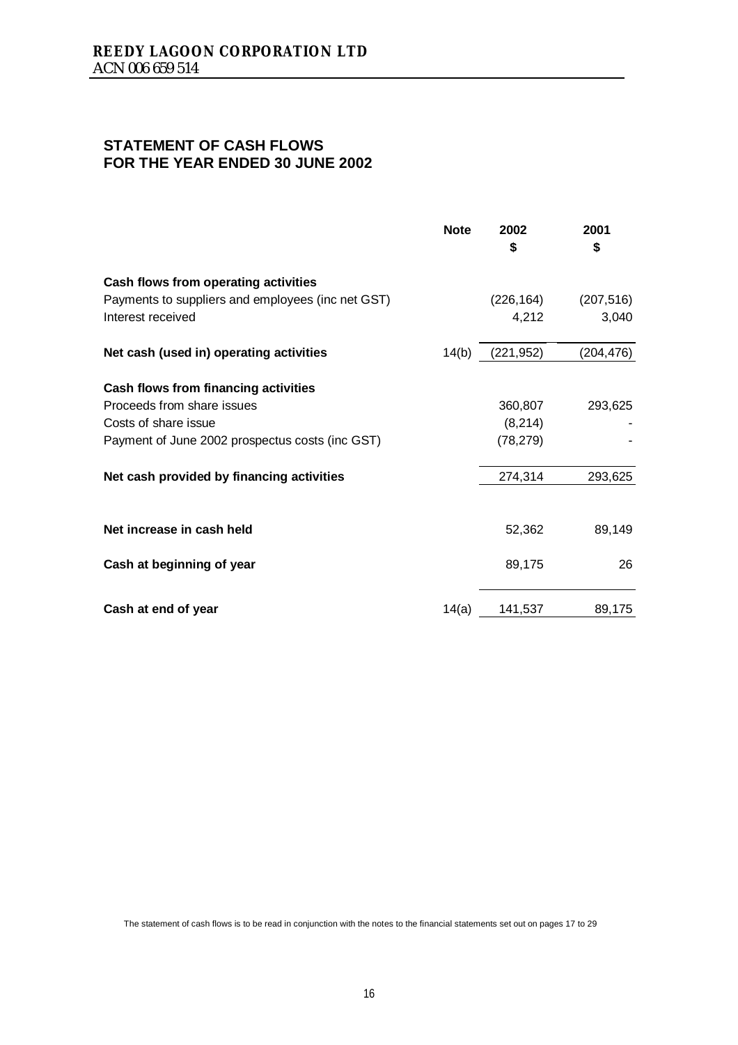**REEDY LAGOON CORPORATION LTD**
ACN 006 659 514

## STATEMENT OF CASH FLOWS
## FOR THE YEAR ENDED 30 JUNE 2002

| | Note | 2002<br>$ | 2001<br>$ |
|---|---|---|---|
| **Cash flows from operating activities** | | | |
| Payments to suppliers and employees (inc net GST) | | (226,164) | (207,516) |
| Interest received | | 4,212 | 3,040 |
| **Net cash (used in) operating activities** | 14(b) | (221,952) | (204,476) |
| **Cash flows from financing activities** | | | |
| Proceeds from share issues | | 360,807 | 293,625 |
| Costs of share issue | | (8,214) | - |
| Payment of June 2002 prospectus costs (inc GST) | | (78,279) | - |
| **Net cash provided by financing activities** | | 274,314 | 293,625 |
| **Net increase in cash held** | | 52,362 | 89,149 |
| **Cash at beginning of year** | | 89,175 | 26 |
| **Cash at end of year** | 14(a) | 141,537 | 89,175 |

The statement of cash flows is to be read in conjunction with the notes to the financial statements set out on pages 17 to 29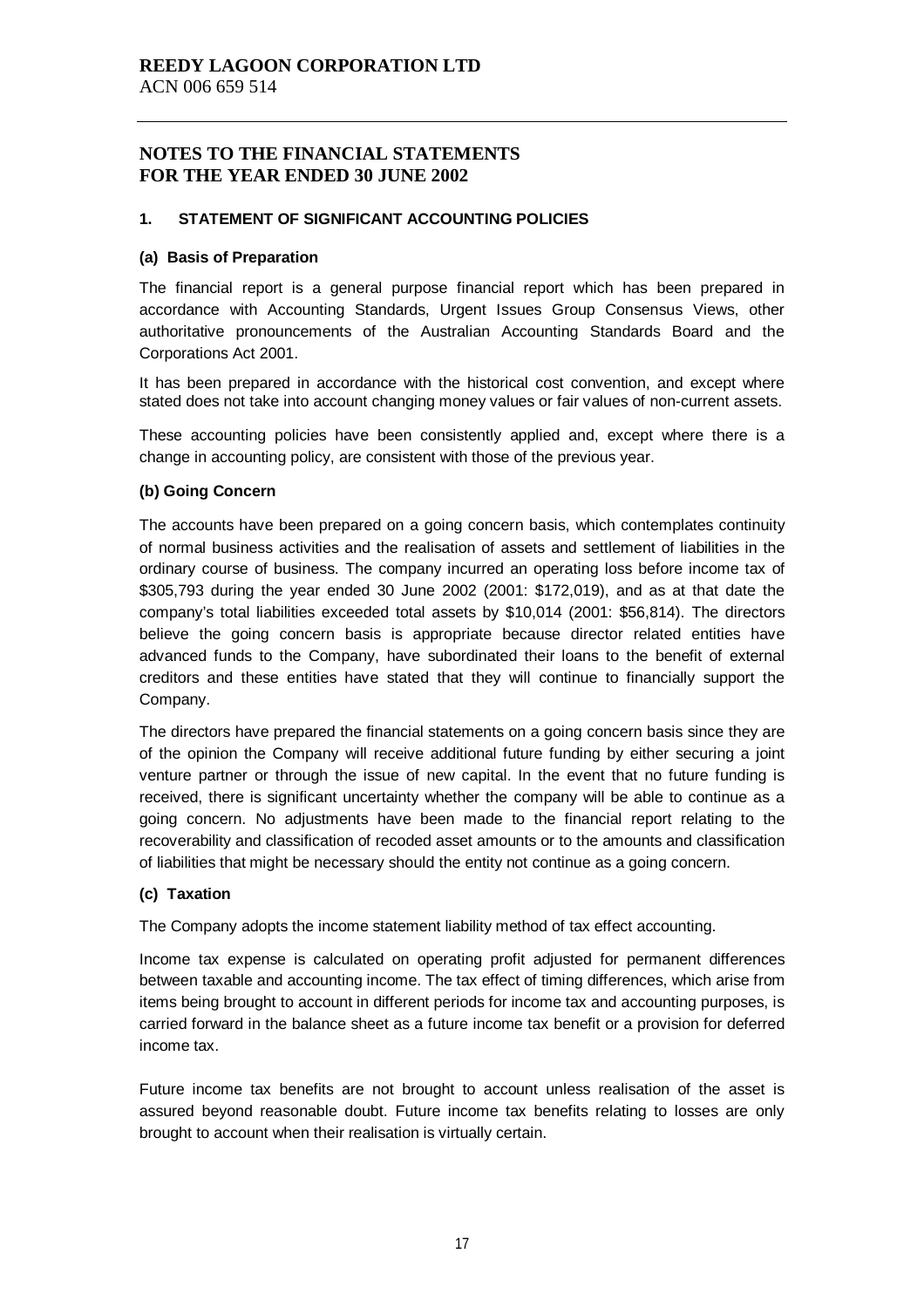# REEDY LAGOON CORPORATION LTD

ACN 006 659 514

## NOTES TO THE FINANCIAL STATEMENTS FOR THE YEAR ENDED 30 JUNE 2002

### 1. STATEMENT OF SIGNIFICANT ACCOUNTING POLICIES

#### (a) Basis of Preparation

The financial report is a general purpose financial report which has been prepared in accordance with Accounting Standards, Urgent Issues Group Consensus Views, other authoritative pronouncements of the Australian Accounting Standards Board and the Corporations Act 2001.

It has been prepared in accordance with the historical cost convention, and except where stated does not take into account changing money values or fair values of non-current assets.

These accounting policies have been consistently applied and, except where there is a change in accounting policy, are consistent with those of the previous year.

#### (b) Going Concern

The accounts have been prepared on a going concern basis, which contemplates continuity of normal business activities and the realisation of assets and settlement of liabilities in the ordinary course of business. The company incurred an operating loss before income tax of $305,793 during the year ended 30 June 2002 (2001: $172,019), and as at that date the company's total liabilities exceeded total assets by $10,014 (2001: $56,814). The directors believe the going concern basis is appropriate because director related entities have advanced funds to the Company, have subordinated their loans to the benefit of external creditors and these entities have stated that they will continue to financially support the Company.

The directors have prepared the financial statements on a going concern basis since they are of the opinion the Company will receive additional future funding by either securing a joint venture partner or through the issue of new capital. In the event that no future funding is received, there is significant uncertainty whether the company will be able to continue as a going concern. No adjustments have been made to the financial report relating to the recoverability and classification of recoded asset amounts or to the amounts and classification of liabilities that might be necessary should the entity not continue as a going concern.

#### (c) Taxation

The Company adopts the income statement liability method of tax effect accounting.

Income tax expense is calculated on operating profit adjusted for permanent differences between taxable and accounting income. The tax effect of timing differences, which arise from items being brought to account in different periods for income tax and accounting purposes, is carried forward in the balance sheet as a future income tax benefit or a provision for deferred income tax.

Future income tax benefits are not brought to account unless realisation of the asset is assured beyond reasonable doubt. Future income tax benefits relating to losses are only brought to account when their realisation is virtually certain.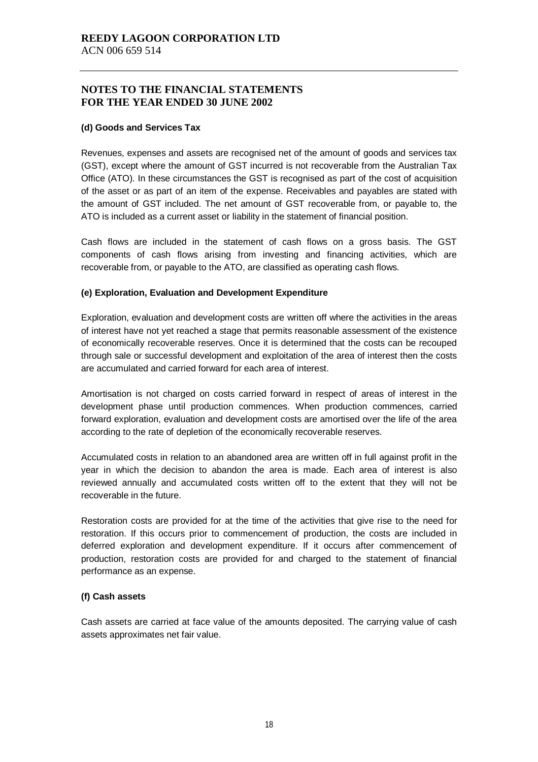**REEDY LAGOON CORPORATION LTD**
ACN 006 659 514

## NOTES TO THE FINANCIAL STATEMENTS FOR THE YEAR ENDED 30 JUNE 2002

### (d) Goods and Services Tax

Revenues, expenses and assets are recognised net of the amount of goods and services tax (GST), except where the amount of GST incurred is not recoverable from the Australian Tax Office (ATO). In these circumstances the GST is recognised as part of the cost of acquisition of the asset or as part of an item of the expense. Receivables and payables are stated with the amount of GST included. The net amount of GST recoverable from, or payable to, the ATO is included as a current asset or liability in the statement of financial position.

Cash flows are included in the statement of cash flows on a gross basis. The GST components of cash flows arising from investing and financing activities, which are recoverable from, or payable to the ATO, are classified as operating cash flows.

### (e) Exploration, Evaluation and Development Expenditure

Exploration, evaluation and development costs are written off where the activities in the areas of interest have not yet reached a stage that permits reasonable assessment of the existence of economically recoverable reserves. Once it is determined that the costs can be recouped through sale or successful development and exploitation of the area of interest then the costs are accumulated and carried forward for each area of interest.

Amortisation is not charged on costs carried forward in respect of areas of interest in the development phase until production commences. When production commences, carried forward exploration, evaluation and development costs are amortised over the life of the area according to the rate of depletion of the economically recoverable reserves.

Accumulated costs in relation to an abandoned area are written off in full against profit in the year in which the decision to abandon the area is made. Each area of interest is also reviewed annually and accumulated costs written off to the extent that they will not be recoverable in the future.

Restoration costs are provided for at the time of the activities that give rise to the need for restoration. If this occurs prior to commencement of production, the costs are included in deferred exploration and development expenditure. If it occurs after commencement of production, restoration costs are provided for and charged to the statement of financial performance as an expense.

### (f) Cash assets

Cash assets are carried at face value of the amounts deposited. The carrying value of cash assets approximates net fair value.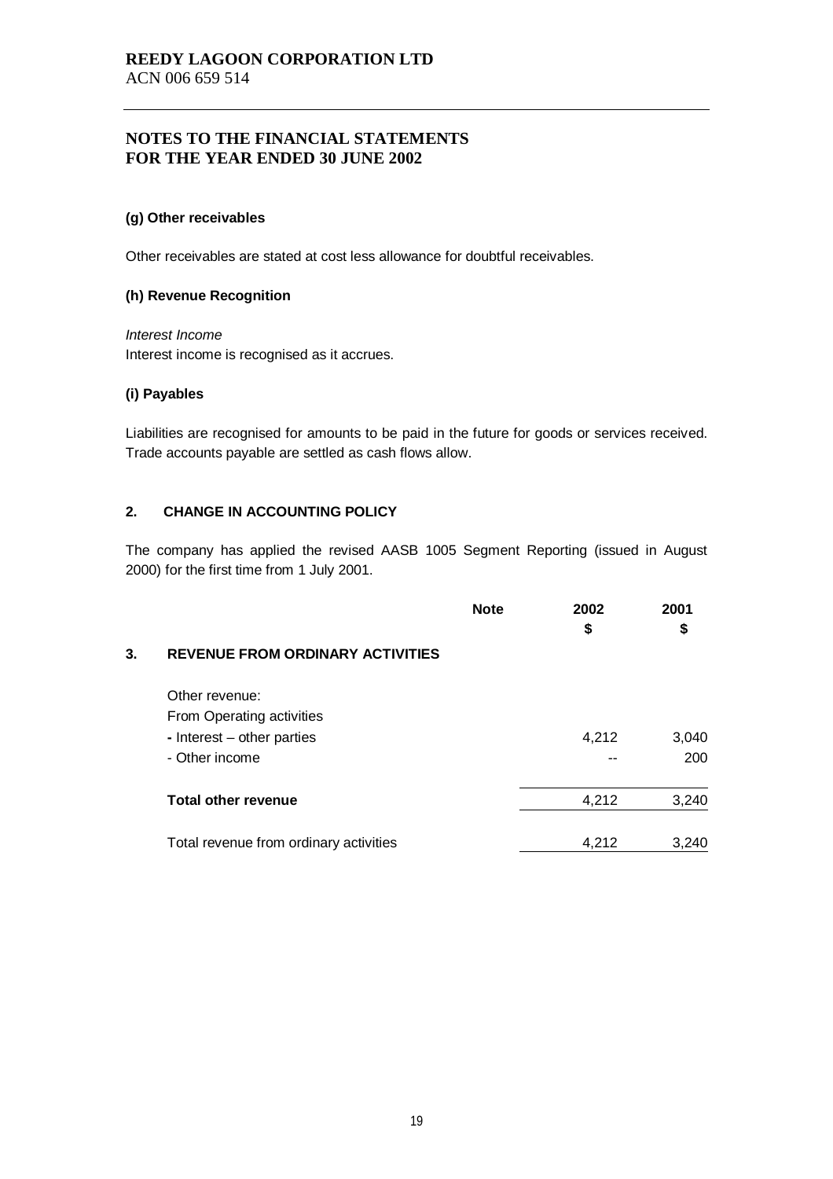**REEDY LAGOON CORPORATION LTD**
ACN 006 659 514

## NOTES TO THE FINANCIAL STATEMENTS FOR THE YEAR ENDED 30 JUNE 2002

**(g) Other receivables**

Other receivables are stated at cost less allowance for doubtful receivables.

**(h) Revenue Recognition**

*Interest Income*
Interest income is recognised as it accrues.

**(i) Payables**

Liabilities are recognised for amounts to be paid in the future for goods or services received. Trade accounts payable are settled as cash flows allow.

**2. CHANGE IN ACCOUNTING POLICY**

The company has applied the revised AASB 1005 Segment Reporting (issued in August 2000) for the first time from 1 July 2001.

| | Note | 2002 $ | 2001 $ |
|---|---|---|---|
| **3. REVENUE FROM ORDINARY ACTIVITIES** | | | |
| Other revenue: | | | |
| From Operating activities | | | |
| - Interest – other parties | | 4,212 | 3,040 |
| - Other income | | -- | 200 |
| **Total other revenue** | | 4,212 | 3,240 |
| Total revenue from ordinary activities | | 4,212 | 3,240 |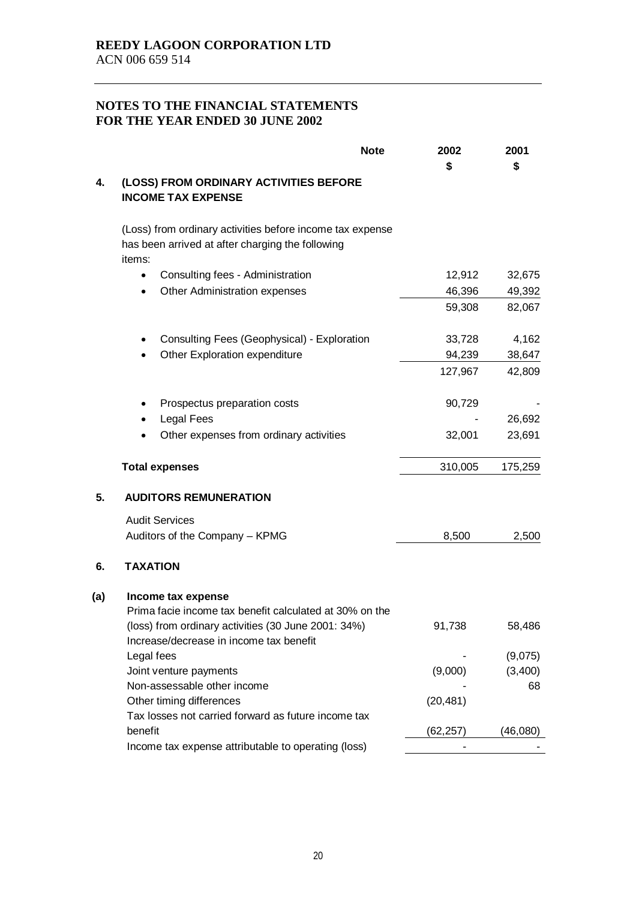**REEDY LAGOON CORPORATION LTD**
ACN 006 659 514

## NOTES TO THE FINANCIAL STATEMENTS FOR THE YEAR ENDED 30 JUNE 2002

| | | Note | 2002 $ | 2001 $ |
|---|---|---|---|---|
| **4.** | **(LOSS) FROM ORDINARY ACTIVITIES BEFORE INCOME TAX EXPENSE** | | | |
| | (Loss) from ordinary activities before income tax expense has been arrived at after charging the following items: | | | |
| | • Consulting fees - Administration | | 12,912 | 32,675 |
| | • Other Administration expenses | | 46,396 | 49,392 |
| | | | 59,308 | 82,067 |
| | • Consulting Fees (Geophysical) - Exploration | | 33,728 | 4,162 |
| | • Other Exploration expenditure | | 94,239 | 38,647 |
| | | | 127,967 | 42,809 |
| | • Prospectus preparation costs | | 90,729 | - |
| | • Legal Fees | | - | 26,692 |
| | • Other expenses from ordinary activities | | 32,001 | 23,691 |
| | **Total expenses** | | 310,005 | 175,259 |
| **5.** | **AUDITORS REMUNERATION** | | | |
| | Audit Services | | | |
| | Auditors of the Company – KPMG | | 8,500 | 2,500 |
| **6.** | **TAXATION** | | | |
| **(a)** | **Income tax expense** | | | |
| | Prima facie income tax benefit calculated at 30% on the (loss) from ordinary activities (30 June 2001: 34%) | | 91,738 | 58,486 |
| | Increase/decrease in income tax benefit | | | |
| | Legal fees | | - | (9,075) |
| | Joint venture payments | | (9,000) | (3,400) |
| | Non-assessable other income | | - | 68 |
| | Other timing differences | | (20,481) | |
| | Tax losses not carried forward as future income tax benefit | | (62,257) | (46,080) |
| | Income tax expense attributable to operating (loss) | | - | - |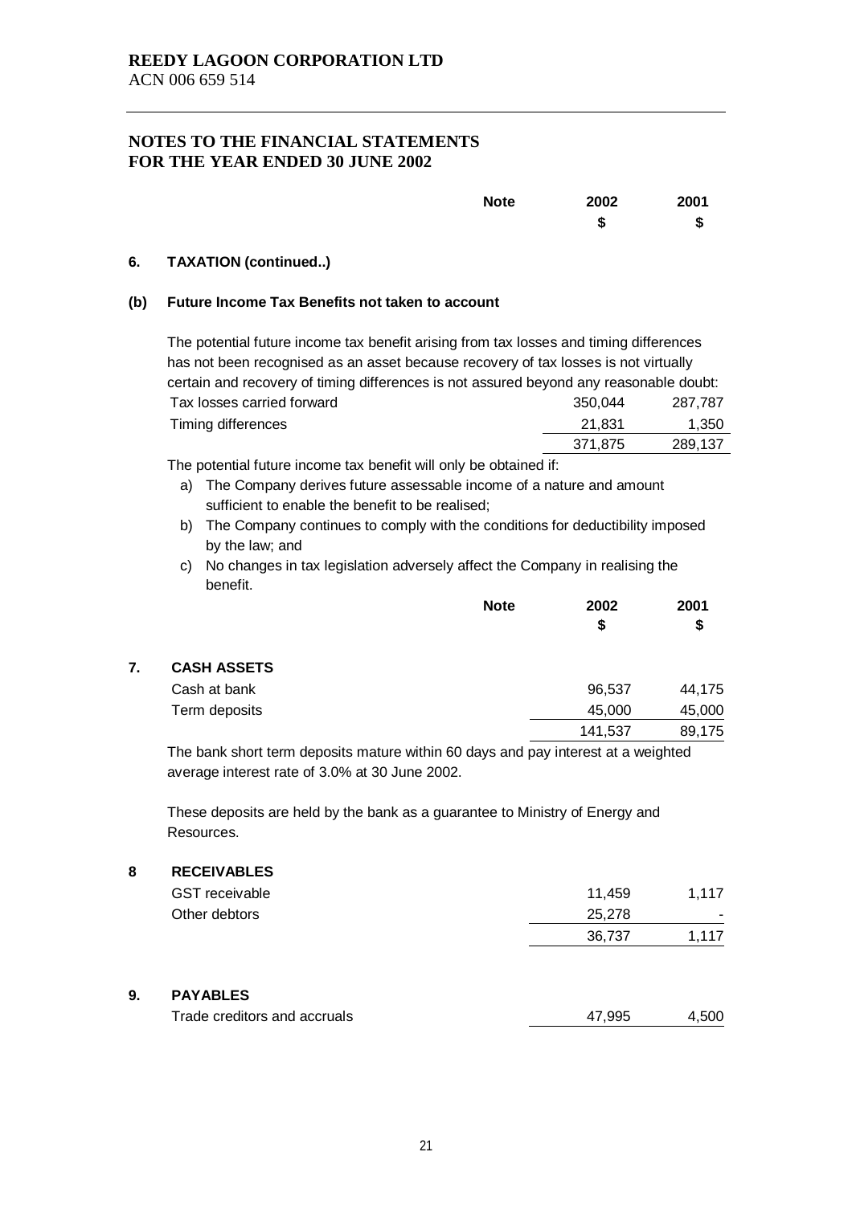**REEDY LAGOON CORPORATION LTD**
ACN 006 659 514

## NOTES TO THE FINANCIAL STATEMENTS FOR THE YEAR ENDED 30 JUNE 2002

| | Note | 2002 $ | 2001 $ |
|---|---|---|---|

### 6. TAXATION (continued..)

#### (b) Future Income Tax Benefits not taken to account

The potential future income tax benefit arising from tax losses and timing differences has not been recognised as an asset because recovery of tax losses is not virtually certain and recovery of timing differences is not assured beyond any reasonable doubt:

| | 2002 $ | 2001 $ |
|---|---|---|
| Tax losses carried forward | 350,044 | 287,787 |
| Timing differences | 21,831 | 1,350 |
| | 371,875 | 289,137 |

The potential future income tax benefit will only be obtained if:

a) The Company derives future assessable income of a nature and amount sufficient to enable the benefit to be realised;
b) The Company continues to comply with the conditions for deductibility imposed by the law; and
c) No changes in tax legislation adversely affect the Company in realising the benefit.

| | Note | 2002 $ | 2001 $ |
|---|---|---|---|

### 7. CASH ASSETS

| | 2002 $ | 2001 $ |
|---|---|---|
| Cash at bank | 96,537 | 44,175 |
| Term deposits | 45,000 | 45,000 |
| | 141,537 | 89,175 |

The bank short term deposits mature within 60 days and pay interest at a weighted average interest rate of 3.0% at 30 June 2002.

These deposits are held by the bank as a guarantee to Ministry of Energy and Resources.

### 8 RECEIVABLES

| | 2002 $ | 2001 $ |
|---|---|---|
| GST receivable | 11,459 | 1,117 |
| Other debtors | 25,278 | - |
| | 36,737 | 1,117 |

### 9. PAYABLES

| | 2002 $ | 2001 $ |
|---|---|---|
| Trade creditors and accruals | 47,995 | 4,500 |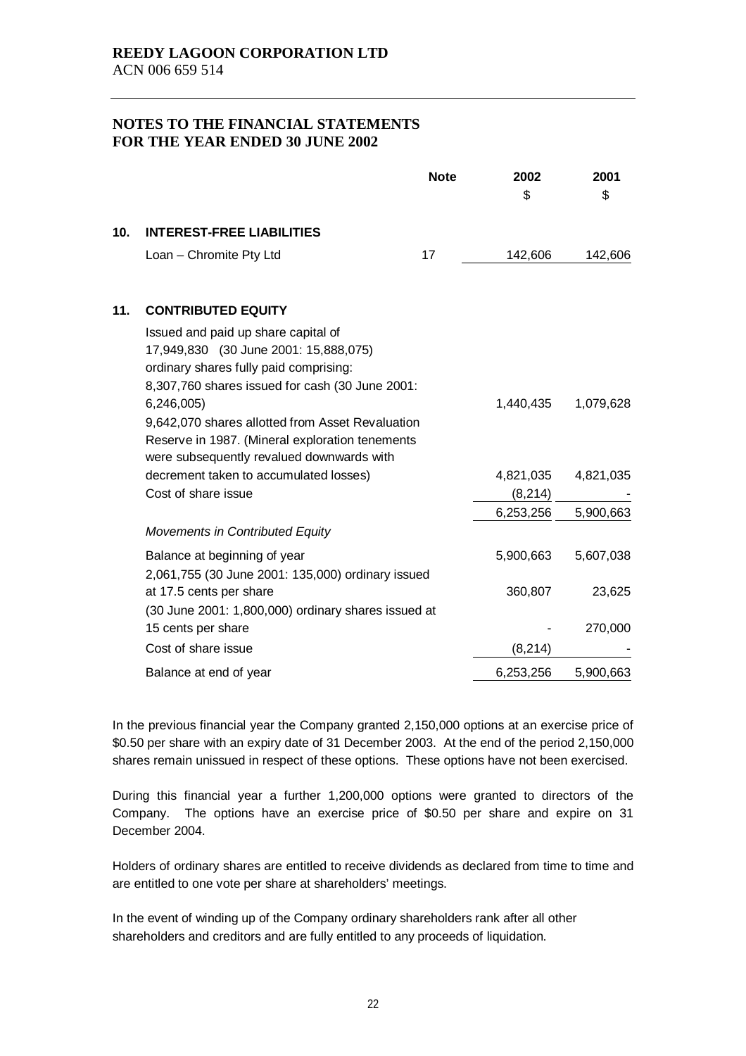**REEDY LAGOON CORPORATION LTD**
ACN 006 659 514

## NOTES TO THE FINANCIAL STATEMENTS FOR THE YEAR ENDED 30 JUNE 2002

| | | Note | 2002 $ | 2001 $ |
|---|---|---|---|---|
| **10.** | **INTEREST-FREE LIABILITIES** | | | |
| | Loan – Chromite Pty Ltd | 17 | 142,606 | 142,606 |
| **11.** | **CONTRIBUTED EQUITY** | | | |
| | Issued and paid up share capital of 17,949,830 (30 June 2001: 15,888,075) ordinary shares fully paid comprising: | | | |
| | 8,307,760 shares issued for cash (30 June 2001: 6,246,005) | | 1,440,435 | 1,079,628 |
| | 9,642,070 shares allotted from Asset Revaluation Reserve in 1987. (Mineral exploration tenements were subsequently revalued downwards with decrement taken to accumulated losses) | | 4,821,035 | 4,821,035 |
| | Cost of share issue | | (8,214) | - |
| | | | 6,253,256 | 5,900,663 |
| | *Movements in Contributed Equity* | | | |
| | Balance at beginning of year | | 5,900,663 | 5,607,038 |
| | 2,061,755 (30 June 2001: 135,000) ordinary issued at 17.5 cents per share | | 360,807 | 23,625 |
| | (30 June 2001: 1,800,000) ordinary shares issued at 15 cents per share | | - | 270,000 |
| | Cost of share issue | | (8,214) | - |
| | Balance at end of year | | 6,253,256 | 5,900,663 |

In the previous financial year the Company granted 2,150,000 options at an exercise price of $0.50 per share with an expiry date of 31 December 2003. At the end of the period 2,150,000 shares remain unissued in respect of these options. These options have not been exercised.

During this financial year a further 1,200,000 options were granted to directors of the Company. The options have an exercise price of $0.50 per share and expire on 31 December 2004.

Holders of ordinary shares are entitled to receive dividends as declared from time to time and are entitled to one vote per share at shareholders' meetings.

In the event of winding up of the Company ordinary shareholders rank after all other shareholders and creditors and are fully entitled to any proceeds of liquidation.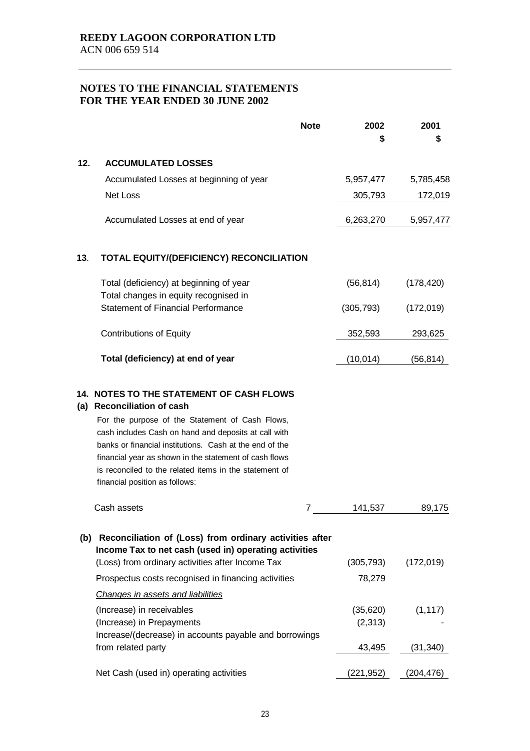**REEDY LAGOON CORPORATION LTD**
ACN 006 659 514

## NOTES TO THE FINANCIAL STATEMENTS FOR THE YEAR ENDED 30 JUNE 2002

| | | Note | 2002 $ | 2001 $ |
|---|---|---|---|---|
| **12.** | **ACCUMULATED LOSSES** | | | |
| | Accumulated Losses at beginning of year | | 5,957,477 | 5,785,458 |
| | Net Loss | | 305,793 | 172,019 |
| | Accumulated Losses at end of year | | 6,263,270 | 5,957,477 |
| **13.** | **TOTAL EQUITY/(DEFICIENCY) RECONCILIATION** | | | |
| | Total (deficiency) at beginning of year | | (56,814) | (178,420) |
| | Total changes in equity recognised in Statement of Financial Performance | | (305,793) | (172,019) |
| | Contributions of Equity | | 352,593 | 293,625 |
| | **Total (deficiency) at end of year** | | (10,014) | (56,814) |

### 14. NOTES TO THE STATEMENT OF CASH FLOWS

**(a) Reconciliation of cash**

For the purpose of the Statement of Cash Flows, cash includes Cash on hand and deposits at call with banks or financial institutions. Cash at the end of the financial year as shown in the statement of cash flows is reconciled to the related items in the statement of financial position as follows:

| | Note | 2002 $ | 2001 $ |
|---|---|---|---|
| Cash assets | 7 | 141,537 | 89,175 |

**(b) Reconciliation of (Loss) from ordinary activities after Income Tax to net cash (used in) operating activities**

| | 2002 $ | 2001 $ |
|---|---|---|
| (Loss) from ordinary activities after Income Tax | (305,793) | (172,019) |
| Prospectus costs recognised in financing activities | 78,279 | |
| *Changes in assets and liabilities* | | |
| (Increase) in receivables | (35,620) | (1,117) |
| (Increase) in Prepayments | (2,313) | - |
| Increase/(decrease) in accounts payable and borrowings from related party | 43,495 | (31,340) |
| Net Cash (used in) operating activities | (221,952) | (204,476) |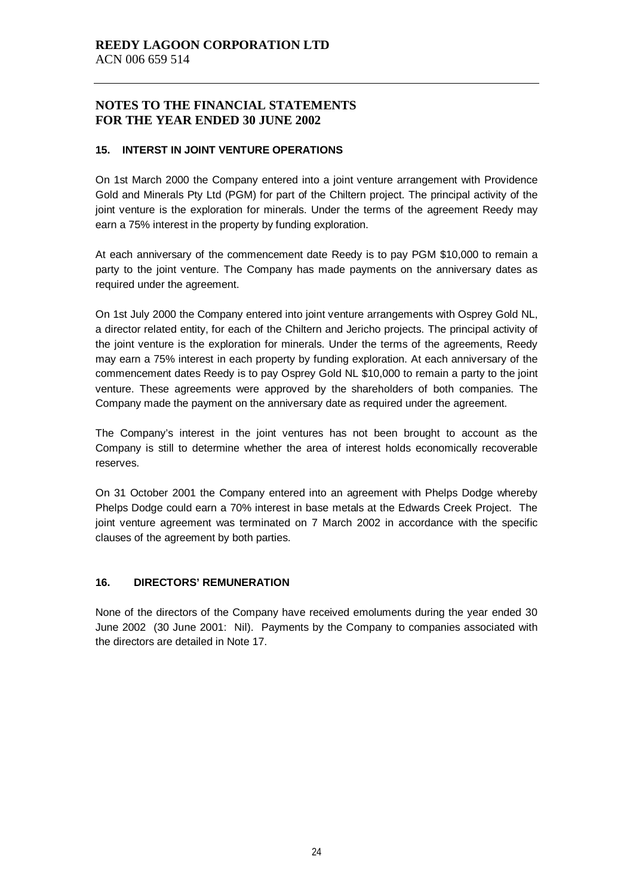**REEDY LAGOON CORPORATION LTD**
ACN 006 659 514

# NOTES TO THE FINANCIAL STATEMENTS FOR THE YEAR ENDED 30 JUNE 2002

## 15. INTERST IN JOINT VENTURE OPERATIONS

On 1st March 2000 the Company entered into a joint venture arrangement with Providence Gold and Minerals Pty Ltd (PGM) for part of the Chiltern project. The principal activity of the joint venture is the exploration for minerals. Under the terms of the agreement Reedy may earn a 75% interest in the property by funding exploration.

At each anniversary of the commencement date Reedy is to pay PGM $10,000 to remain a party to the joint venture. The Company has made payments on the anniversary dates as required under the agreement.

On 1st July 2000 the Company entered into joint venture arrangements with Osprey Gold NL, a director related entity, for each of the Chiltern and Jericho projects. The principal activity of the joint venture is the exploration for minerals. Under the terms of the agreements, Reedy may earn a 75% interest in each property by funding exploration. At each anniversary of the commencement dates Reedy is to pay Osprey Gold NL $10,000 to remain a party to the joint venture. These agreements were approved by the shareholders of both companies. The Company made the payment on the anniversary date as required under the agreement.

The Company's interest in the joint ventures has not been brought to account as the Company is still to determine whether the area of interest holds economically recoverable reserves.

On 31 October 2001 the Company entered into an agreement with Phelps Dodge whereby Phelps Dodge could earn a 70% interest in base metals at the Edwards Creek Project. The joint venture agreement was terminated on 7 March 2002 in accordance with the specific clauses of the agreement by both parties.

## 16. DIRECTORS' REMUNERATION

None of the directors of the Company have received emoluments during the year ended 30 June 2002 (30 June 2001: Nil). Payments by the Company to companies associated with the directors are detailed in Note 17.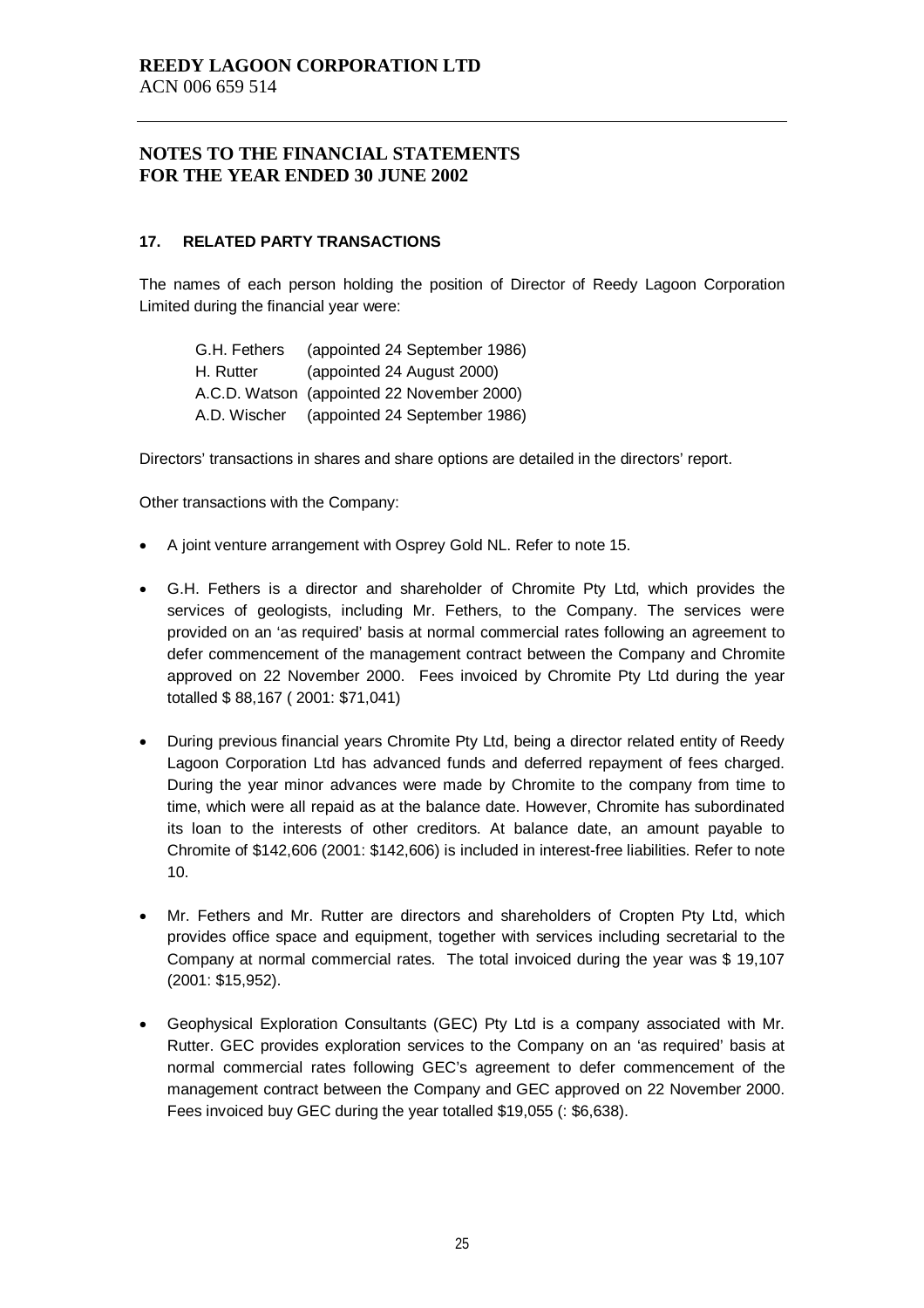**REEDY LAGOON CORPORATION LTD**
ACN 006 659 514

## NOTES TO THE FINANCIAL STATEMENTS FOR THE YEAR ENDED 30 JUNE 2002

### 17. RELATED PARTY TRANSACTIONS

The names of each person holding the position of Director of Reedy Lagoon Corporation Limited during the financial year were:

G.H. Fethers (appointed 24 September 1986)
H. Rutter (appointed 24 August 2000)
A.C.D. Watson (appointed 22 November 2000)
A.D. Wischer (appointed 24 September 1986)

Directors' transactions in shares and share options are detailed in the directors' report.

Other transactions with the Company:

- A joint venture arrangement with Osprey Gold NL. Refer to note 15.
- G.H. Fethers is a director and shareholder of Chromite Pty Ltd, which provides the services of geologists, including Mr. Fethers, to the Company. The services were provided on an 'as required' basis at normal commercial rates following an agreement to defer commencement of the management contract between the Company and Chromite approved on 22 November 2000. Fees invoiced by Chromite Pty Ltd during the year totalled $ 88,167 ( 2001: $71,041)
- During previous financial years Chromite Pty Ltd, being a director related entity of Reedy Lagoon Corporation Ltd has advanced funds and deferred repayment of fees charged. During the year minor advances were made by Chromite to the company from time to time, which were all repaid as at the balance date. However, Chromite has subordinated its loan to the interests of other creditors. At balance date, an amount payable to Chromite of $142,606 (2001: $142,606) is included in interest-free liabilities. Refer to note 10.
- Mr. Fethers and Mr. Rutter are directors and shareholders of Cropten Pty Ltd, which provides office space and equipment, together with services including secretarial to the Company at normal commercial rates. The total invoiced during the year was $ 19,107 (2001: $15,952).
- Geophysical Exploration Consultants (GEC) Pty Ltd is a company associated with Mr. Rutter. GEC provides exploration services to the Company on an 'as required' basis at normal commercial rates following GEC's agreement to defer commencement of the management contract between the Company and GEC approved on 22 November 2000. Fees invoiced buy GEC during the year totalled $19,055 (: $6,638).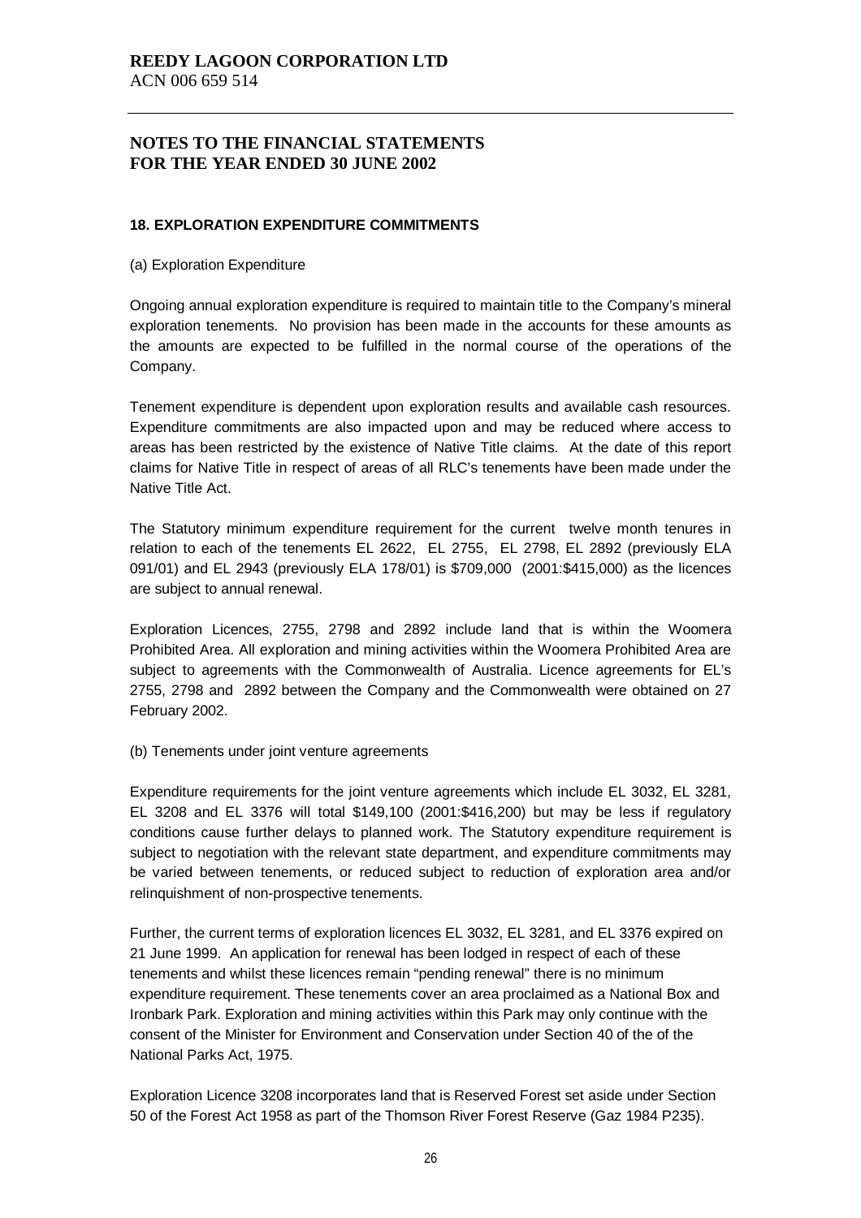**REEDY LAGOON CORPORATION LTD**
ACN 006 659 514

**NOTES TO THE FINANCIAL STATEMENTS**
**FOR THE YEAR ENDED 30 JUNE 2002**

**18. EXPLORATION EXPENDITURE COMMITMENTS**

(a) Exploration Expenditure

Ongoing annual exploration expenditure is required to maintain title to the Company's mineral exploration tenements. No provision has been made in the accounts for these amounts as the amounts are expected to be fulfilled in the normal course of the operations of the Company.

Tenement expenditure is dependent upon exploration results and available cash resources. Expenditure commitments are also impacted upon and may be reduced where access to areas has been restricted by the existence of Native Title claims. At the date of this report claims for Native Title in respect of areas of all RLC's tenements have been made under the Native Title Act.

The Statutory minimum expenditure requirement for the current twelve month tenures in relation to each of the tenements EL 2622, EL 2755, EL 2798, EL 2892 (previously ELA 091/01) and EL 2943 (previously ELA 178/01) is $709,000 (2001:$415,000) as the licences are subject to annual renewal.

Exploration Licences, 2755, 2798 and 2892 include land that is within the Woomera Prohibited Area. All exploration and mining activities within the Woomera Prohibited Area are subject to agreements with the Commonwealth of Australia. Licence agreements for EL's 2755, 2798 and 2892 between the Company and the Commonwealth were obtained on 27 February 2002.

(b) Tenements under joint venture agreements

Expenditure requirements for the joint venture agreements which include EL 3032, EL 3281, EL 3208 and EL 3376 will total $149,100 (2001:$416,200) but may be less if regulatory conditions cause further delays to planned work. The Statutory expenditure requirement is subject to negotiation with the relevant state department, and expenditure commitments may be varied between tenements, or reduced subject to reduction of exploration area and/or relinquishment of non-prospective tenements.

Further, the current terms of exploration licences EL 3032, EL 3281, and EL 3376 expired on 21 June 1999. An application for renewal has been lodged in respect of each of these tenements and whilst these licences remain "pending renewal" there is no minimum expenditure requirement. These tenements cover an area proclaimed as a National Box and Ironbark Park. Exploration and mining activities within this Park may only continue with the consent of the Minister for Environment and Conservation under Section 40 of the of the National Parks Act, 1975.

Exploration Licence 3208 incorporates land that is Reserved Forest set aside under Section 50 of the Forest Act 1958 as part of the Thomson River Forest Reserve (Gaz 1984 P235).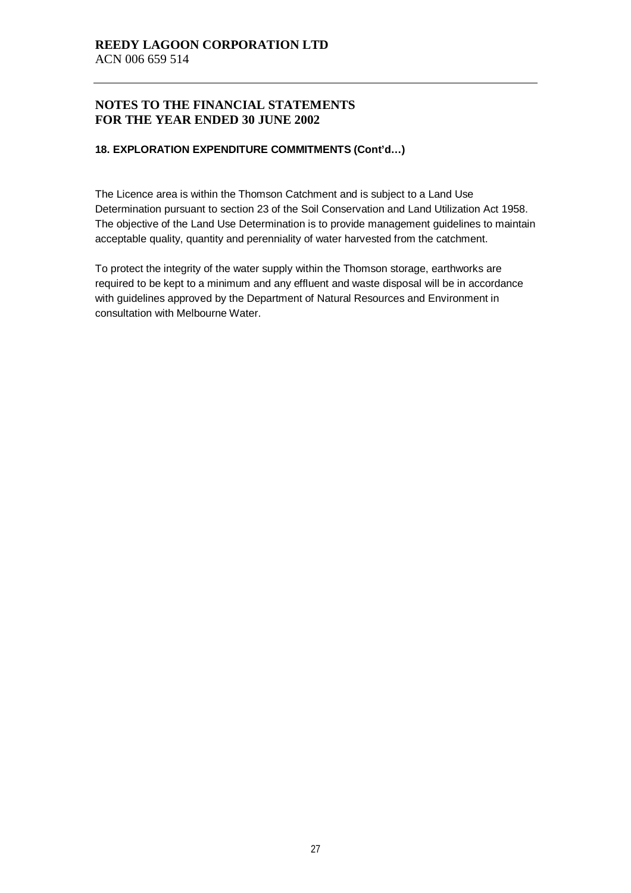## NOTES TO THE FINANCIAL STATEMENTS
## FOR THE YEAR ENDED 30 JUNE 2002

### 18. EXPLORATION EXPENDITURE COMMITMENTS (Cont'd…)

The Licence area is within the Thomson Catchment and is subject to a Land Use Determination pursuant to section 23 of the Soil Conservation and Land Utilization Act 1958. The objective of the Land Use Determination is to provide management guidelines to maintain acceptable quality, quantity and perenniality of water harvested from the catchment.

To protect the integrity of the water supply within the Thomson storage, earthworks are required to be kept to a minimum and any effluent and waste disposal will be in accordance with guidelines approved by the Department of Natural Resources and Environment in consultation with Melbourne Water.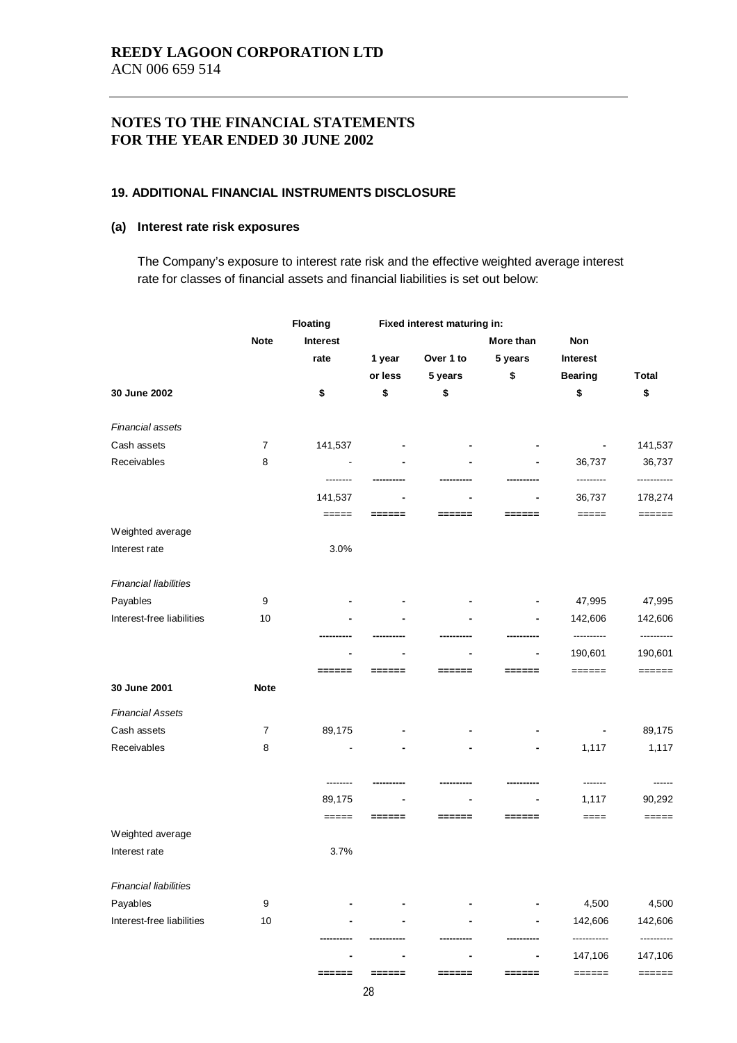**REEDY LAGOON CORPORATION LTD**
ACN 006 659 514

## NOTES TO THE FINANCIAL STATEMENTS FOR THE YEAR ENDED 30 JUNE 2002

### 19. ADDITIONAL FINANCIAL INSTRUMENTS DISCLOSURE

#### (a) Interest rate risk exposures

The Company's exposure to interest rate risk and the effective weighted average interest rate for classes of financial assets and financial liabilities is set out below:

| | Note | Floating Interest rate | Fixed interest maturing in: | | | Non Interest Bearing | Total |
|---|---|---|---|---|---|---|---|
| | | | 1 year or less | Over 1 to 5 years | More than 5 years | | |
| **30 June 2002** | | $ | $ | $ | $ | $ | $ |
| *Financial assets* | | | | | | | |
| Cash assets | 7 | 141,537 | - | - | - | - | 141,537 |
| Receivables | 8 | - | - | - | - | 36,737 | 36,737 |
| | | 141,537 | - | - | - | 36,737 | 178,274 |
| Weighted average Interest rate | | 3.0% | | | | | |
| *Financial liabilities* | | | | | | | |
| Payables | 9 | - | - | - | - | 47,995 | 47,995 |
| Interest-free liabilities | 10 | - | - | - | - | 142,606 | 142,606 |
| | | - | - | - | - | 190,601 | 190,601 |
| **30 June 2001** | **Note** | | | | | | |
| *Financial Assets* | | | | | | | |
| Cash assets | 7 | 89,175 | - | - | - | - | 89,175 |
| Receivables | 8 | - | - | - | - | 1,117 | 1,117 |
| | | 89,175 | - | - | - | 1,117 | 90,292 |
| Weighted average Interest rate | | 3.7% | | | | | |
| *Financial liabilities* | | | | | | | |
| Payables | 9 | - | - | - | - | 4,500 | 4,500 |
| Interest-free liabilities | 10 | - | - | - | - | 142,606 | 142,606 |
| | | - | - | - | - | 147,106 | 147,106 |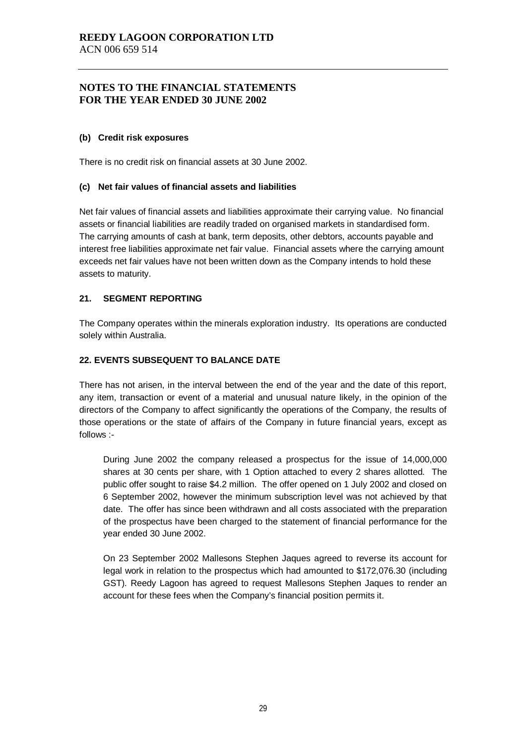#### (b) Credit risk exposures

There is no credit risk on financial assets at 30 June 2002.

#### (c) Net fair values of financial assets and liabilities

Net fair values of financial assets and liabilities approximate their carrying value. No financial assets or financial liabilities are readily traded on organised markets in standardised form. The carrying amounts of cash at bank, term deposits, other debtors, accounts payable and interest free liabilities approximate net fair value. Financial assets where the carrying amount exceeds net fair values have not been written down as the Company intends to hold these assets to maturity.

### 21. SEGMENT REPORTING

The Company operates within the minerals exploration industry. Its operations are conducted solely within Australia.

### 22. EVENTS SUBSEQUENT TO BALANCE DATE

There has not arisen, in the interval between the end of the year and the date of this report, any item, transaction or event of a material and unusual nature likely, in the opinion of the directors of the Company to affect significantly the operations of the Company, the results of those operations or the state of affairs of the Company in future financial years, except as follows :-

During June 2002 the company released a prospectus for the issue of 14,000,000 shares at 30 cents per share, with 1 Option attached to every 2 shares allotted. The public offer sought to raise $4.2 million. The offer opened on 1 July 2002 and closed on 6 September 2002, however the minimum subscription level was not achieved by that date. The offer has since been withdrawn and all costs associated with the preparation of the prospectus have been charged to the statement of financial performance for the year ended 30 June 2002.

On 23 September 2002 Mallesons Stephen Jaques agreed to reverse its account for legal work in relation to the prospectus which had amounted to $172,076.30 (including GST). Reedy Lagoon has agreed to request Mallesons Stephen Jaques to render an account for these fees when the Company's financial position permits it.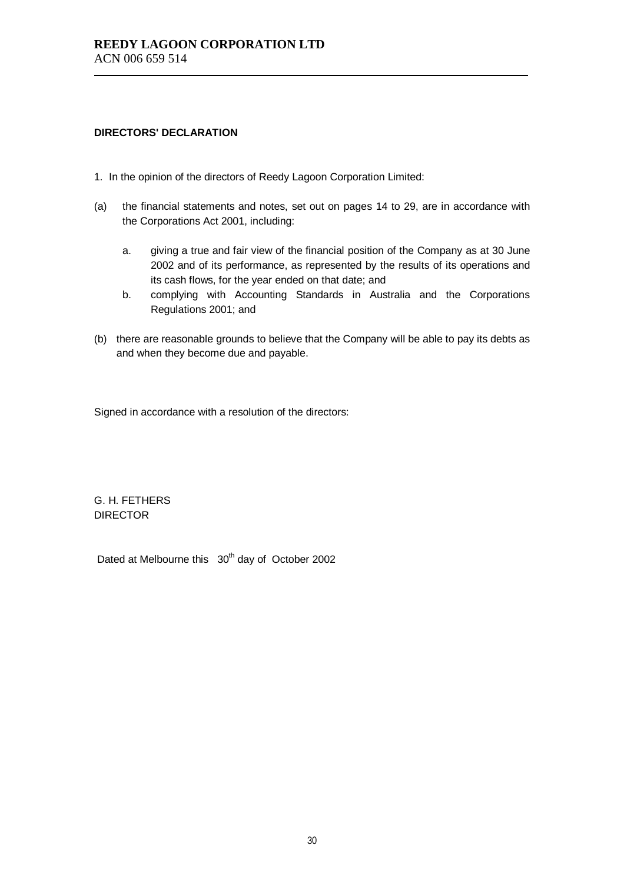**REEDY LAGOON CORPORATION LTD**
ACN 006 659 514

**DIRECTORS' DECLARATION**

1. In the opinion of the directors of Reedy Lagoon Corporation Limited:

(a) the financial statements and notes, set out on pages 14 to 29, are in accordance with the Corporations Act 2001, including:

   a. giving a true and fair view of the financial position of the Company as at 30 June 2002 and of its performance, as represented by the results of its operations and its cash flows, for the year ended on that date; and
   b. complying with Accounting Standards in Australia and the Corporations Regulations 2001; and

(b) there are reasonable grounds to believe that the Company will be able to pay its debts as and when they become due and payable.

Signed in accordance with a resolution of the directors:

G. H. FETHERS
DIRECTOR

Dated at Melbourne this 30th day of October 2002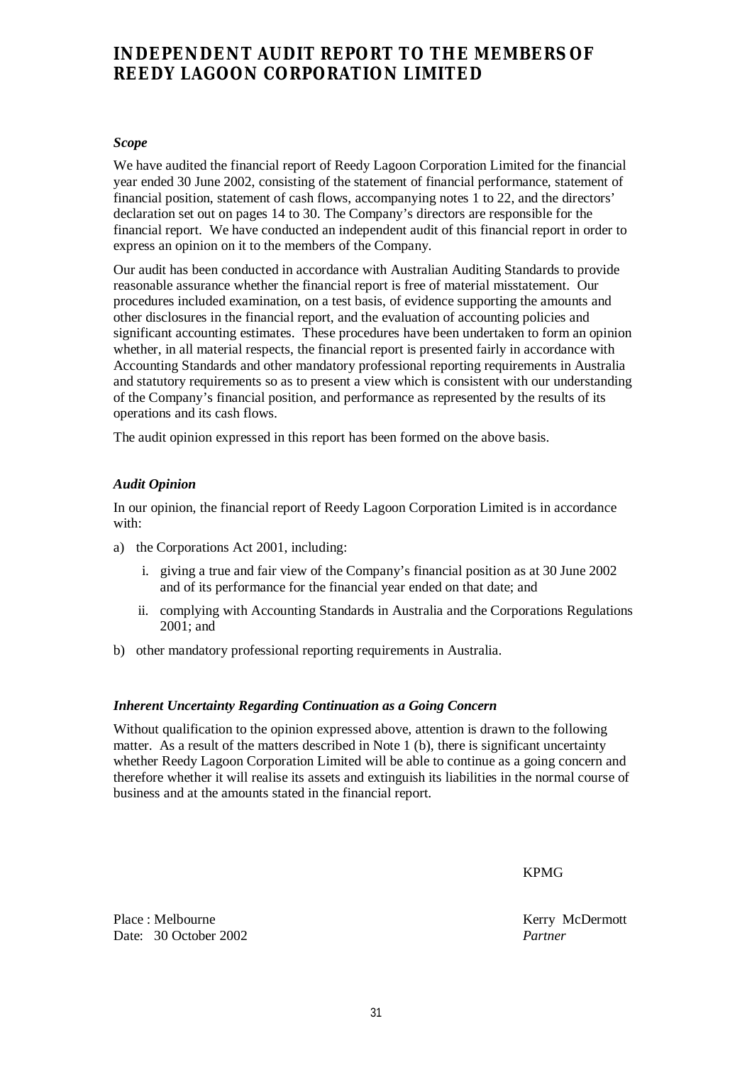# INDEPENDENT AUDIT REPORT TO THE MEMBERS OF REEDY LAGOON CORPORATION LIMITED

***Scope***

We have audited the financial report of Reedy Lagoon Corporation Limited for the financial year ended 30 June 2002, consisting of the statement of financial performance, statement of financial position, statement of cash flows, accompanying notes 1 to 22, and the directors' declaration set out on pages 14 to 30. The Company's directors are responsible for the financial report. We have conducted an independent audit of this financial report in order to express an opinion on it to the members of the Company.

Our audit has been conducted in accordance with Australian Auditing Standards to provide reasonable assurance whether the financial report is free of material misstatement. Our procedures included examination, on a test basis, of evidence supporting the amounts and other disclosures in the financial report, and the evaluation of accounting policies and significant accounting estimates. These procedures have been undertaken to form an opinion whether, in all material respects, the financial report is presented fairly in accordance with Accounting Standards and other mandatory professional reporting requirements in Australia and statutory requirements so as to present a view which is consistent with our understanding of the Company's financial position, and performance as represented by the results of its operations and its cash flows.

The audit opinion expressed in this report has been formed on the above basis.

***Audit Opinion***

In our opinion, the financial report of Reedy Lagoon Corporation Limited is in accordance with:

a) the Corporations Act 2001, including:

   i. giving a true and fair view of the Company's financial position as at 30 June 2002 and of its performance for the financial year ended on that date; and

   ii. complying with Accounting Standards in Australia and the Corporations Regulations 2001; and

b) other mandatory professional reporting requirements in Australia.

***Inherent Uncertainty Regarding Continuation as a Going Concern***

Without qualification to the opinion expressed above, attention is drawn to the following matter. As a result of the matters described in Note 1 (b), there is significant uncertainty whether Reedy Lagoon Corporation Limited will be able to continue as a going concern and therefore whether it will realise its assets and extinguish its liabilities in the normal course of business and at the amounts stated in the financial report.

KPMG

Place : Melbourne
Date: 30 October 2002

Kerry McDermott
*Partner*